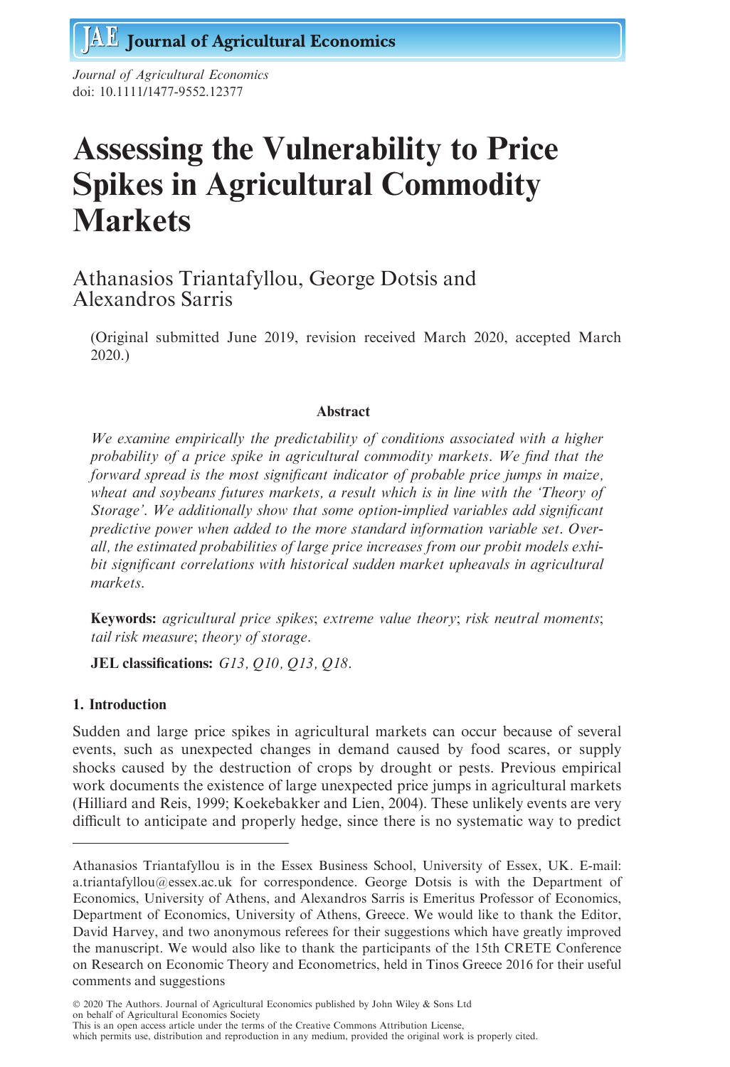Journal of Agricultural Economics
doi: 10.1111/1477-9552.12377

# Assessing the Vulnerability to Price Spikes in Agricultural Commodity Markets

Athanasios Triantafyllou, George Dotsis and Alexandros Sarris

(Original submitted June 2019, revision received March 2020, accepted March 2020.)

### Abstract

*We examine empirically the predictability of conditions associated with a higher probability of a price spike in agricultural commodity markets. We find that the forward spread is the most significant indicator of probable price jumps in maize, wheat and soybeans futures markets, a result which is in line with the 'Theory of Storage'. We additionally show that some option-implied variables add significant predictive power when added to the more standard information variable set. Overall, the estimated probabilities of large price increases from our probit models exhibit significant correlations with historical sudden market upheavals in agricultural markets.*

**Keywords:** *agricultural price spikes*; *extreme value theory*; *risk neutral moments*; *tail risk measure*; *theory of storage*.

**JEL classifications:** *G13, Q10, Q13, Q18*.

## 1. Introduction

Sudden and large price spikes in agricultural markets can occur because of several events, such as unexpected changes in demand caused by food scares, or supply shocks caused by the destruction of crops by drought or pests. Previous empirical work documents the existence of large unexpected price jumps in agricultural markets (Hilliard and Reis, 1999; Koekebakker and Lien, 2004). These unlikely events are very difficult to anticipate and properly hedge, since there is no systematic way to predict

---

Athanasios Triantafyllou is in the Essex Business School, University of Essex, UK. E-mail: a.triantafyllou@essex.ac.uk for correspondence. George Dotsis is with the Department of Economics, University of Athens, and Alexandros Sarris is Emeritus Professor of Economics, Department of Economics, University of Athens, Greece. We would like to thank the Editor, David Harvey, and two anonymous referees for their suggestions which have greatly improved the manuscript. We would also like to thank the participants of the 15th CRETE Conference on Research on Economic Theory and Econometrics, held in Tinos Greece 2016 for their useful comments and suggestions

© 2020 The Authors. Journal of Agricultural Economics published by John Wiley & Sons Ltd on behalf of Agricultural Economics Society
This is an open access article under the terms of the Creative Commons Attribution License, which permits use, distribution and reproduction in any medium, provided the original work is properly cited.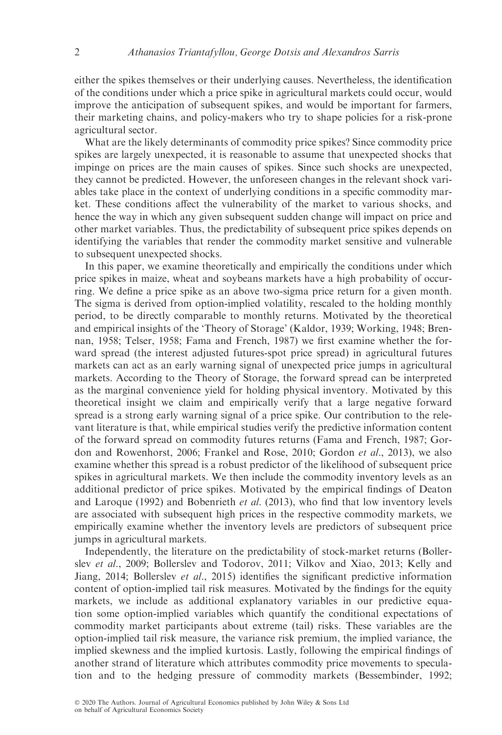either the spikes themselves or their underlying causes. Nevertheless, the identification of the conditions under which a price spike in agricultural markets could occur, would improve the anticipation of subsequent spikes, and would be important for farmers, their marketing chains, and policy-makers who try to shape policies for a risk-prone agricultural sector.

What are the likely determinants of commodity price spikes? Since commodity price spikes are largely unexpected, it is reasonable to assume that unexpected shocks that impinge on prices are the main causes of spikes. Since such shocks are unexpected, they cannot be predicted. However, the unforeseen changes in the relevant shock variables take place in the context of underlying conditions in a specific commodity market. These conditions affect the vulnerability of the market to various shocks, and hence the way in which any given subsequent sudden change will impact on price and other market variables. Thus, the predictability of subsequent price spikes depends on identifying the variables that render the commodity market sensitive and vulnerable to subsequent unexpected shocks.

In this paper, we examine theoretically and empirically the conditions under which price spikes in maize, wheat and soybeans markets have a high probability of occurring. We define a price spike as an above two-sigma price return for a given month. The sigma is derived from option-implied volatility, rescaled to the holding monthly period, to be directly comparable to monthly returns. Motivated by the theoretical and empirical insights of the 'Theory of Storage' (Kaldor, 1939; Working, 1948; Brennan, 1958; Telser, 1958; Fama and French, 1987) we first examine whether the forward spread (the interest adjusted futures-spot price spread) in agricultural futures markets can act as an early warning signal of unexpected price jumps in agricultural markets. According to the Theory of Storage, the forward spread can be interpreted as the marginal convenience yield for holding physical inventory. Motivated by this theoretical insight we claim and empirically verify that a large negative forward spread is a strong early warning signal of a price spike. Our contribution to the relevant literature is that, while empirical studies verify the predictive information content of the forward spread on commodity futures returns (Fama and French, 1987; Gordon and Rowenhorst, 2006; Frankel and Rose, 2010; Gordon *et al.*, 2013), we also examine whether this spread is a robust predictor of the likelihood of subsequent price spikes in agricultural markets. We then include the commodity inventory levels as an additional predictor of price spikes. Motivated by the empirical findings of Deaton and Laroque (1992) and Bobenrieth *et al.* (2013), who find that low inventory levels are associated with subsequent high prices in the respective commodity markets, we empirically examine whether the inventory levels are predictors of subsequent price jumps in agricultural markets.

Independently, the literature on the predictability of stock-market returns (Bollerslev *et al.*, 2009; Bollerslev and Todorov, 2011; Vilkov and Xiao, 2013; Kelly and Jiang, 2014; Bollerslev *et al.*, 2015) identifies the significant predictive information content of option-implied tail risk measures. Motivated by the findings for the equity markets, we include as additional explanatory variables in our predictive equation some option-implied variables which quantify the conditional expectations of commodity market participants about extreme (tail) risks. These variables are the option-implied tail risk measure, the variance risk premium, the implied variance, the implied skewness and the implied kurtosis. Lastly, following the empirical findings of another strand of literature which attributes commodity price movements to speculation and to the hedging pressure of commodity markets (Bessembinder, 1992;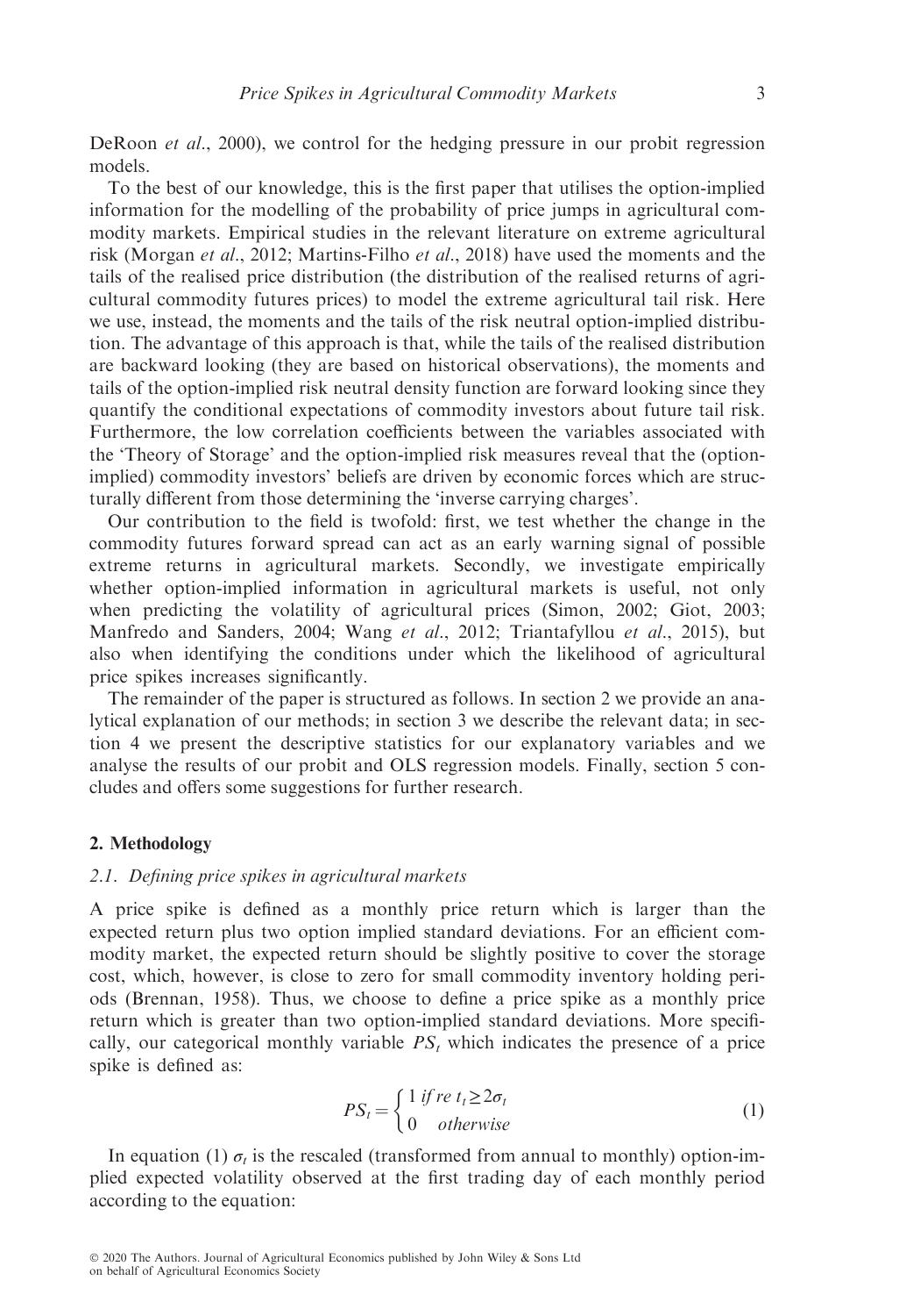DeRoon *et al*., 2000), we control for the hedging pressure in our probit regression models.

To the best of our knowledge, this is the first paper that utilises the option-implied information for the modelling of the probability of price jumps in agricultural commodity markets. Empirical studies in the relevant literature on extreme agricultural risk (Morgan *et al*., 2012; Martins-Filho *et al*., 2018) have used the moments and the tails of the realised price distribution (the distribution of the realised returns of agricultural commodity futures prices) to model the extreme agricultural tail risk. Here we use, instead, the moments and the tails of the risk neutral option-implied distribution. The advantage of this approach is that, while the tails of the realised distribution are backward looking (they are based on historical observations), the moments and tails of the option-implied risk neutral density function are forward looking since they quantify the conditional expectations of commodity investors about future tail risk. Furthermore, the low correlation coefficients between the variables associated with the 'Theory of Storage' and the option-implied risk measures reveal that the (option-implied) commodity investors' beliefs are driven by economic forces which are structurally different from those determining the 'inverse carrying charges'.

Our contribution to the field is twofold: first, we test whether the change in the commodity futures forward spread can act as an early warning signal of possible extreme returns in agricultural markets. Secondly, we investigate empirically whether option-implied information in agricultural markets is useful, not only when predicting the volatility of agricultural prices (Simon, 2002; Giot, 2003; Manfredo and Sanders, 2004; Wang *et al*., 2012; Triantafyllou *et al*., 2015), but also when identifying the conditions under which the likelihood of agricultural price spikes increases significantly.

The remainder of the paper is structured as follows. In section 2 we provide an analytical explanation of our methods; in section 3 we describe the relevant data; in section 4 we present the descriptive statistics for our explanatory variables and we analyse the results of our probit and OLS regression models. Finally, section 5 concludes and offers some suggestions for further research.

## 2. Methodology

### 2.1. Defining price spikes in agricultural markets

A price spike is defined as a monthly price return which is larger than the expected return plus two option implied standard deviations. For an efficient commodity market, the expected return should be slightly positive to cover the storage cost, which, however, is close to zero for small commodity inventory holding periods (Brennan, 1958). Thus, we choose to define a price spike as a monthly price return which is greater than two option-implied standard deviations. More specifically, our categorical monthly variable $PS_t$ which indicates the presence of a price spike is defined as:

$$PS_t = \begin{cases} 1 \; if \; re\, t_t \geq 2\sigma_t \\ 0 \quad otherwise \end{cases} \tag{1}$$

In equation (1) $\sigma_t$ is the rescaled (transformed from annual to monthly) option-implied expected volatility observed at the first trading day of each monthly period according to the equation: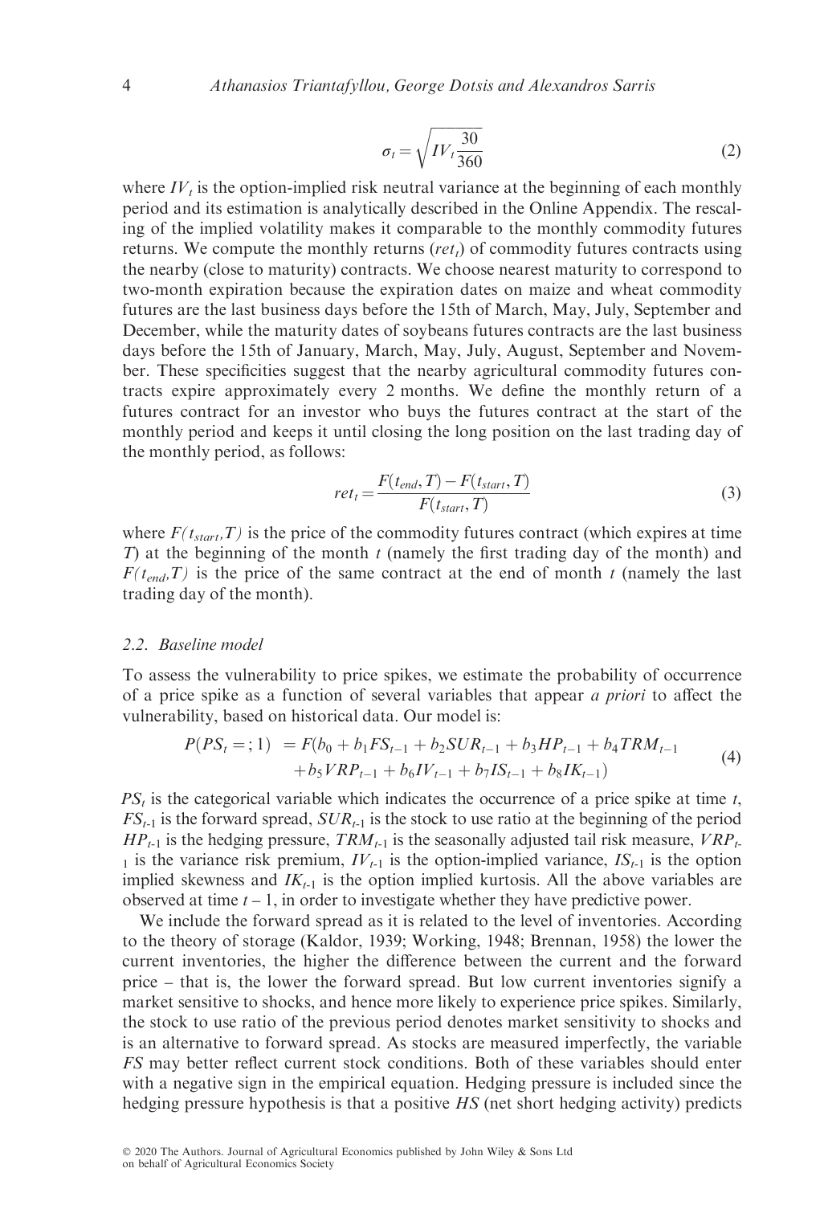$$\sigma_t = \sqrt{IV_t \frac{30}{360}} \tag{2}$$

where $IV_t$ is the option-implied risk neutral variance at the beginning of each monthly period and its estimation is analytically described in the Online Appendix. The rescaling of the implied volatility makes it comparable to the monthly commodity futures returns. We compute the monthly returns ($ret_t$) of commodity futures contracts using the nearby (close to maturity) contracts. We choose nearest maturity to correspond to two-month expiration because the expiration dates on maize and wheat commodity futures are the last business days before the 15th of March, May, July, September and December, while the maturity dates of soybeans futures contracts are the last business days before the 15th of January, March, May, July, August, September and November. These specificities suggest that the nearby agricultural commodity futures contracts expire approximately every 2 months. We define the monthly return of a futures contract for an investor who buys the futures contract at the start of the monthly period and keeps it until closing the long position on the last trading day of the monthly period, as follows:

$$ret_t = \frac{F(t_{end}, T) - F(t_{start}, T)}{F(t_{start}, T)} \tag{3}$$

where $F(t_{start},T)$ is the price of the commodity futures contract (which expires at time $T$) at the beginning of the month $t$ (namely the first trading day of the month) and $F(t_{end},T)$ is the price of the same contract at the end of month $t$ (namely the last trading day of the month).

### 2.2. Baseline model

To assess the vulnerability to price spikes, we estimate the probability of occurrence of a price spike as a function of several variables that appear *a priori* to affect the vulnerability, based on historical data. Our model is:

$$\begin{aligned} P(PS_t =; 1) \; &= F(b_0 + b_1 FS_{t-1} + b_2 SUR_{t-1} + b_3 HP_{t-1} + b_4 TRM_{t-1} \\ &\quad + b_5 VRP_{t-1} + b_6 IV_{t-1} + b_7 IS_{t-1} + b_8 IK_{t-1}) \end{aligned} \tag{4}$$

$PS_t$ is the categorical variable which indicates the occurrence of a price spike at time $t$, $FS_{t\text{-}1}$ is the forward spread, $SUR_{t\text{-}1}$ is the stock to use ratio at the beginning of the period $HP_{t\text{-}1}$ is the hedging pressure, $TRM_{t\text{-}1}$ is the seasonally adjusted tail risk measure, $VRP_{t\text{-}1}$ is the variance risk premium, $IV_{t\text{-}1}$ is the option-implied variance, $IS_{t\text{-}1}$ is the option implied skewness and $IK_{t\text{-}1}$ is the option implied kurtosis. All the above variables are observed at time $t - 1$, in order to investigate whether they have predictive power.

We include the forward spread as it is related to the level of inventories. According to the theory of storage (Kaldor, 1939; Working, 1948; Brennan, 1958) the lower the current inventories, the higher the difference between the current and the forward price – that is, the lower the forward spread. But low current inventories signify a market sensitive to shocks, and hence more likely to experience price spikes. Similarly, the stock to use ratio of the previous period denotes market sensitivity to shocks and is an alternative to forward spread. As stocks are measured imperfectly, the variable *FS* may better reflect current stock conditions. Both of these variables should enter with a negative sign in the empirical equation. Hedging pressure is included since the hedging pressure hypothesis is that a positive *HS* (net short hedging activity) predicts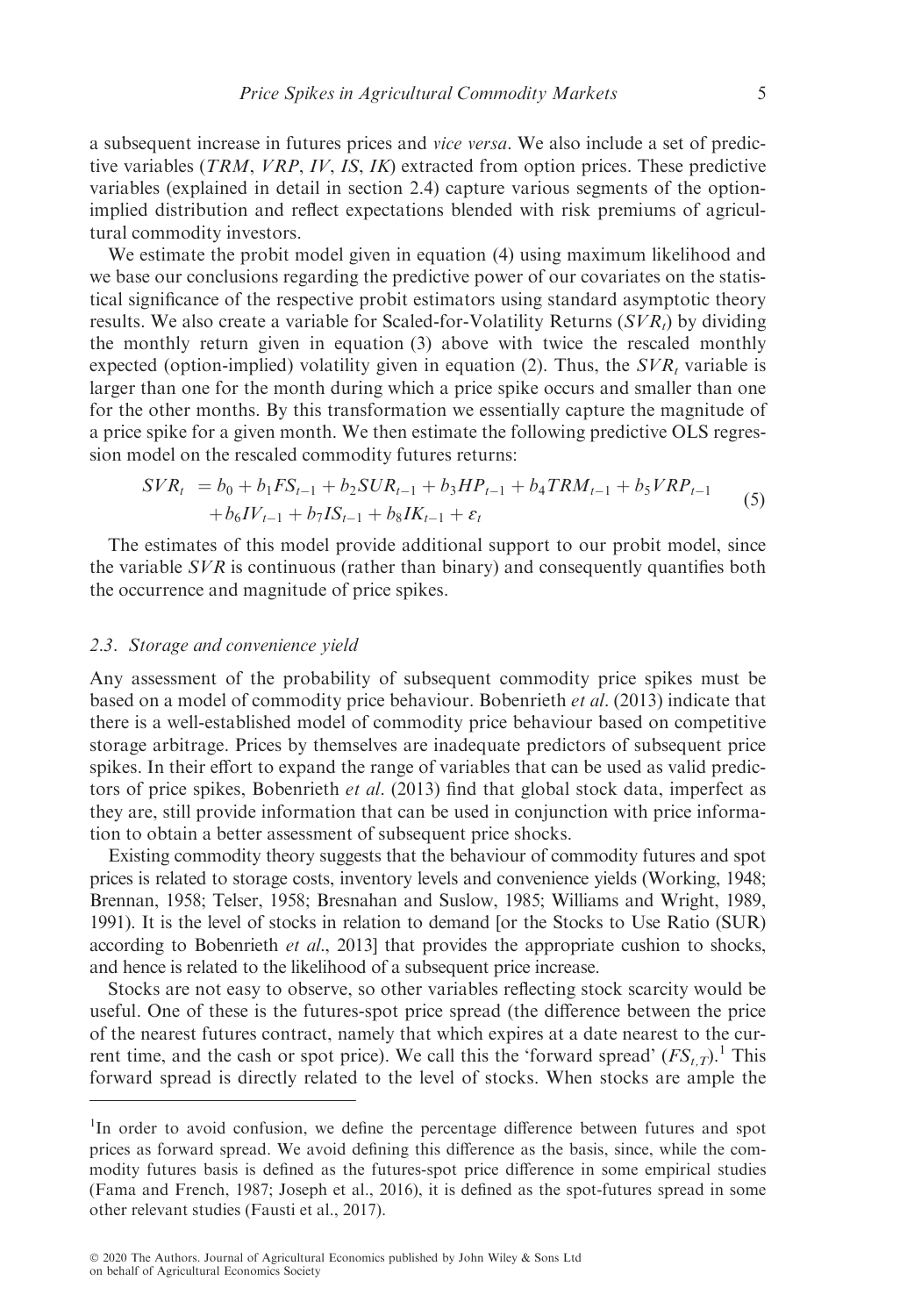a subsequent increase in futures prices and *vice versa*. We also include a set of predictive variables (*TRM*, *VRP*, *IV*, *IS*, *IK*) extracted from option prices. These predictive variables (explained in detail in section 2.4) capture various segments of the option-implied distribution and reflect expectations blended with risk premiums of agricultural commodity investors.

We estimate the probit model given in equation (4) using maximum likelihood and we base our conclusions regarding the predictive power of our covariates on the statistical significance of the respective probit estimators using standard asymptotic theory results. We also create a variable for Scaled-for-Volatility Returns ($SVR_t$) by dividing the monthly return given in equation (3) above with twice the rescaled monthly expected (option-implied) volatility given in equation (2). Thus, the $SVR_t$ variable is larger than one for the month during which a price spike occurs and smaller than one for the other months. By this transformation we essentially capture the magnitude of a price spike for a given month. We then estimate the following predictive OLS regression model on the rescaled commodity futures returns:

$$
\begin{aligned}
SVR_t \ &= b_0 + b_1 FS_{t-1} + b_2 SUR_{t-1} + b_3 HP_{t-1} + b_4 TRM_{t-1} + b_5 VRP_{t-1} \\
&\quad + b_6 IV_{t-1} + b_7 IS_{t-1} + b_8 IK_{t-1} + \varepsilon_t
\end{aligned}
\tag{5}
$$

The estimates of this model provide additional support to our probit model, since the variable *SVR* is continuous (rather than binary) and consequently quantifies both the occurrence and magnitude of price spikes.

### 2.3. Storage and convenience yield

Any assessment of the probability of subsequent commodity price spikes must be based on a model of commodity price behaviour. Bobenrieth *et al.* (2013) indicate that there is a well-established model of commodity price behaviour based on competitive storage arbitrage. Prices by themselves are inadequate predictors of subsequent price spikes. In their effort to expand the range of variables that can be used as valid predictors of price spikes, Bobenrieth *et al.* (2013) find that global stock data, imperfect as they are, still provide information that can be used in conjunction with price information to obtain a better assessment of subsequent price shocks.

Existing commodity theory suggests that the behaviour of commodity futures and spot prices is related to storage costs, inventory levels and convenience yields (Working, 1948; Brennan, 1958; Telser, 1958; Bresnahan and Suslow, 1985; Williams and Wright, 1989, 1991). It is the level of stocks in relation to demand [or the Stocks to Use Ratio (SUR) according to Bobenrieth *et al.*, 2013] that provides the appropriate cushion to shocks, and hence is related to the likelihood of a subsequent price increase.

Stocks are not easy to observe, so other variables reflecting stock scarcity would be useful. One of these is the futures-spot price spread (the difference between the price of the nearest futures contract, namely that which expires at a date nearest to the current time, and the cash or spot price). We call this the 'forward spread' ($FS_{t,T}$).[1] This forward spread is directly related to the level of stocks. When stocks are ample the

---

[1] In order to avoid confusion, we define the percentage difference between futures and spot prices as forward spread. We avoid defining this difference as the basis, since, while the commodity futures basis is defined as the futures-spot price difference in some empirical studies (Fama and French, 1987; Joseph et al., 2016), it is defined as the spot-futures spread in some other relevant studies (Fausti et al., 2017).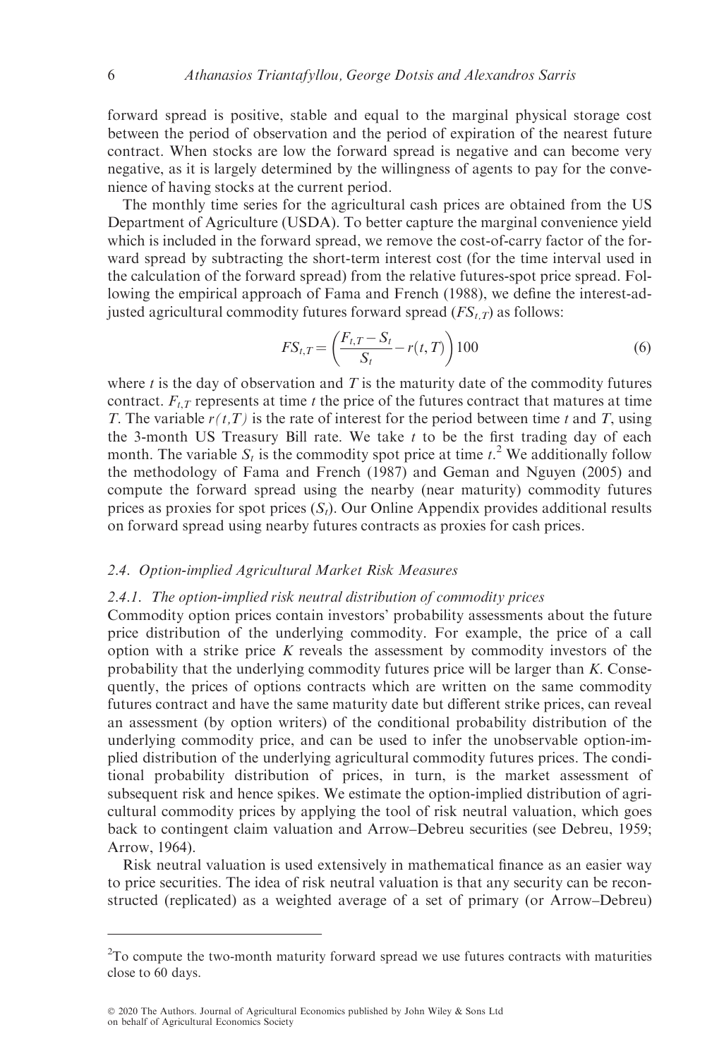forward spread is positive, stable and equal to the marginal physical storage cost between the period of observation and the period of expiration of the nearest future contract. When stocks are low the forward spread is negative and can become very negative, as it is largely determined by the willingness of agents to pay for the convenience of having stocks at the current period.

The monthly time series for the agricultural cash prices are obtained from the US Department of Agriculture (USDA). To better capture the marginal convenience yield which is included in the forward spread, we remove the cost-of-carry factor of the forward spread by subtracting the short-term interest cost (for the time interval used in the calculation of the forward spread) from the relative futures-spot price spread. Following the empirical approach of Fama and French (1988), we define the interest-adjusted agricultural commodity futures forward spread ($FS_{t,T}$) as follows:

$$FS_{t,T} = \left(\frac{F_{t,T} - S_t}{S_t} - r(t,T)\right)100 \tag{6}$$

where $t$ is the day of observation and $T$ is the maturity date of the commodity futures contract. $F_{t,T}$ represents at time $t$ the price of the futures contract that matures at time $T$. The variable $r(t,T)$ is the rate of interest for the period between time $t$ and $T$, using the 3-month US Treasury Bill rate. We take $t$ to be the first trading day of each month. The variable $S_t$ is the commodity spot price at time $t$.[2] We additionally follow the methodology of Fama and French (1987) and Geman and Nguyen (2005) and compute the forward spread using the nearby (near maturity) commodity futures prices as proxies for spot prices ($S_t$). Our Online Appendix provides additional results on forward spread using nearby futures contracts as proxies for cash prices.

### *2.4. Option-implied Agricultural Market Risk Measures*

#### *2.4.1. The option-implied risk neutral distribution of commodity prices*

Commodity option prices contain investors' probability assessments about the future price distribution of the underlying commodity. For example, the price of a call option with a strike price $K$ reveals the assessment by commodity investors of the probability that the underlying commodity futures price will be larger than $K$. Consequently, the prices of options contracts which are written on the same commodity futures contract and have the same maturity date but different strike prices, can reveal an assessment (by option writers) of the conditional probability distribution of the underlying commodity price, and can be used to infer the unobservable option-implied distribution of the underlying agricultural commodity futures prices. The conditional probability distribution of prices, in turn, is the market assessment of subsequent risk and hence spikes. We estimate the option-implied distribution of agricultural commodity prices by applying the tool of risk neutral valuation, which goes back to contingent claim valuation and Arrow–Debreu securities (see Debreu, 1959; Arrow, 1964).

Risk neutral valuation is used extensively in mathematical finance as an easier way to price securities. The idea of risk neutral valuation is that any security can be reconstructed (replicated) as a weighted average of a set of primary (or Arrow–Debreu)

---

[2] To compute the two-month maturity forward spread we use futures contracts with maturities close to 60 days.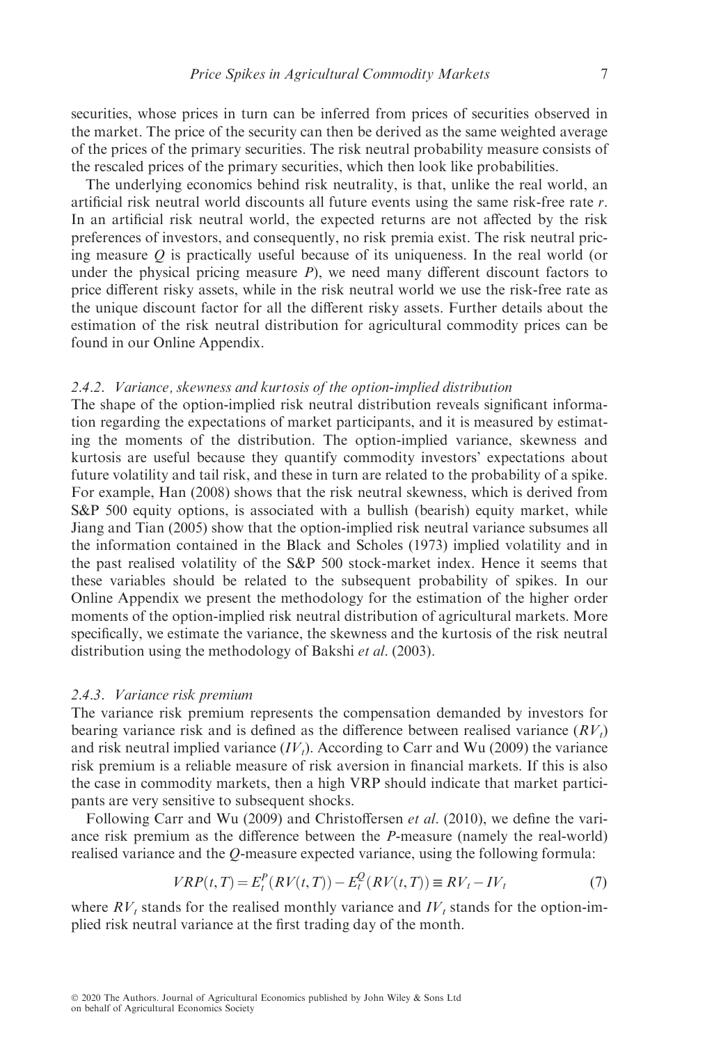securities, whose prices in turn can be inferred from prices of securities observed in the market. The price of the security can then be derived as the same weighted average of the prices of the primary securities. The risk neutral probability measure consists of the rescaled prices of the primary securities, which then look like probabilities.

The underlying economics behind risk neutrality, is that, unlike the real world, an artificial risk neutral world discounts all future events using the same risk-free rate $r$. In an artificial risk neutral world, the expected returns are not affected by the risk preferences of investors, and consequently, no risk premia exist. The risk neutral pricing measure $Q$ is practically useful because of its uniqueness. In the real world (or under the physical pricing measure $P$), we need many different discount factors to price different risky assets, while in the risk neutral world we use the risk-free rate as the unique discount factor for all the different risky assets. Further details about the estimation of the risk neutral distribution for agricultural commodity prices can be found in our Online Appendix.

### 2.4.2. Variance, skewness and kurtosis of the option-implied distribution

The shape of the option-implied risk neutral distribution reveals significant information regarding the expectations of market participants, and it is measured by estimating the moments of the distribution. The option-implied variance, skewness and kurtosis are useful because they quantify commodity investors' expectations about future volatility and tail risk, and these in turn are related to the probability of a spike. For example, Han (2008) shows that the risk neutral skewness, which is derived from S&P 500 equity options, is associated with a bullish (bearish) equity market, while Jiang and Tian (2005) show that the option-implied risk neutral variance subsumes all the information contained in the Black and Scholes (1973) implied volatility and in the past realised volatility of the S&P 500 stock-market index. Hence it seems that these variables should be related to the subsequent probability of spikes. In our Online Appendix we present the methodology for the estimation of the higher order moments of the option-implied risk neutral distribution of agricultural markets. More specifically, we estimate the variance, the skewness and the kurtosis of the risk neutral distribution using the methodology of Bakshi *et al*. (2003).

### 2.4.3. Variance risk premium

The variance risk premium represents the compensation demanded by investors for bearing variance risk and is defined as the difference between realised variance ($RV_t$) and risk neutral implied variance ($IV_t$). According to Carr and Wu (2009) the variance risk premium is a reliable measure of risk aversion in financial markets. If this is also the case in commodity markets, then a high VRP should indicate that market participants are very sensitive to subsequent shocks.

Following Carr and Wu (2009) and Christoffersen *et al*. (2010), we define the variance risk premium as the difference between the $P$-measure (namely the real-world) realised variance and the $Q$-measure expected variance, using the following formula:

$$VRP(t,T) = E_t^P(RV(t,T)) - E_t^Q(RV(t,T)) \equiv RV_t - IV_t \tag{7}$$

where $RV_t$ stands for the realised monthly variance and $IV_t$ stands for the option-implied risk neutral variance at the first trading day of the month.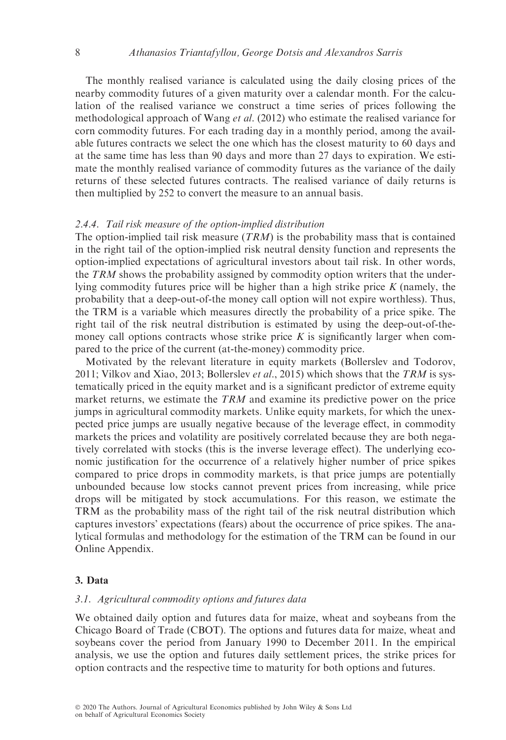The monthly realised variance is calculated using the daily closing prices of the nearby commodity futures of a given maturity over a calendar month. For the calculation of the realised variance we construct a time series of prices following the methodological approach of Wang *et al*. (2012) who estimate the realised variance for corn commodity futures. For each trading day in a monthly period, among the available futures contracts we select the one which has the closest maturity to 60 days and at the same time has less than 90 days and more than 27 days to expiration. We estimate the monthly realised variance of commodity futures as the variance of the daily returns of these selected futures contracts. The realised variance of daily returns is then multiplied by 252 to convert the measure to an annual basis.

#### *2.4.4. Tail risk measure of the option-implied distribution*

The option-implied tail risk measure (*TRM*) is the probability mass that is contained in the right tail of the option-implied risk neutral density function and represents the option-implied expectations of agricultural investors about tail risk. In other words, the *TRM* shows the probability assigned by commodity option writers that the underlying commodity futures price will be higher than a high strike price $K$ (namely, the probability that a deep-out-of-the money call option will not expire worthless). Thus, the TRM is a variable which measures directly the probability of a price spike. The right tail of the risk neutral distribution is estimated by using the deep-out-of-the-money call options contracts whose strike price $K$ is significantly larger when compared to the price of the current (at-the-money) commodity price.

Motivated by the relevant literature in equity markets (Bollerslev and Todorov, 2011; Vilkov and Xiao, 2013; Bollerslev *et al*., 2015) which shows that the *TRM* is systematically priced in the equity market and is a significant predictor of extreme equity market returns, we estimate the *TRM* and examine its predictive power on the price jumps in agricultural commodity markets. Unlike equity markets, for which the unexpected price jumps are usually negative because of the leverage effect, in commodity markets the prices and volatility are positively correlated because they are both negatively correlated with stocks (this is the inverse leverage effect). The underlying economic justification for the occurrence of a relatively higher number of price spikes compared to price drops in commodity markets, is that price jumps are potentially unbounded because low stocks cannot prevent prices from increasing, while price drops will be mitigated by stock accumulations. For this reason, we estimate the TRM as the probability mass of the right tail of the risk neutral distribution which captures investors' expectations (fears) about the occurrence of price spikes. The analytical formulas and methodology for the estimation of the TRM can be found in our Online Appendix.

## 3. Data

### *3.1. Agricultural commodity options and futures data*

We obtained daily option and futures data for maize, wheat and soybeans from the Chicago Board of Trade (CBOT). The options and futures data for maize, wheat and soybeans cover the period from January 1990 to December 2011. In the empirical analysis, we use the option and futures daily settlement prices, the strike prices for option contracts and the respective time to maturity for both options and futures.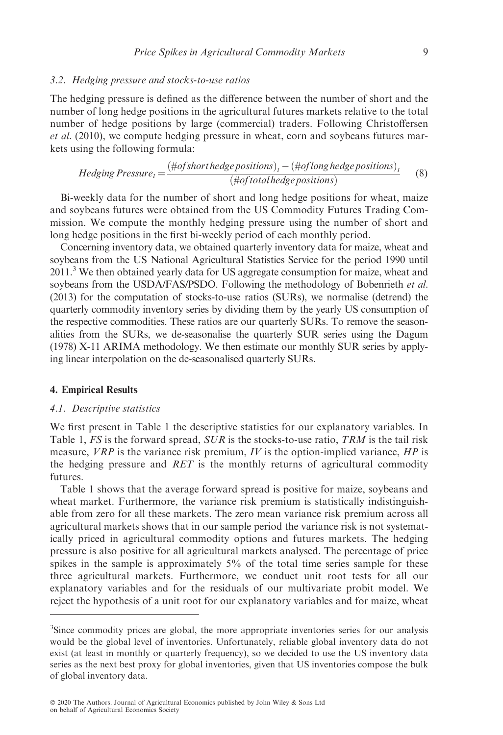### 3.2. Hedging pressure and stocks-to-use ratios

The hedging pressure is defined as the difference between the number of short and the number of long hedge positions in the agricultural futures markets relative to the total number of hedge positions by large (commercial) traders. Following Christoffersen *et al.* (2010), we compute hedging pressure in wheat, corn and soybeans futures markets using the following formula:

$$Hedging\,Pressure_t = \frac{(\#of\,short\,hedge\,positions)_t - (\#of\,long\,hedge\,positions)_t}{(\#of\,total\,hedge\,positions)} \quad (8)$$

Bi-weekly data for the number of short and long hedge positions for wheat, maize and soybeans futures were obtained from the US Commodity Futures Trading Commission. We compute the monthly hedging pressure using the number of short and long hedge positions in the first bi-weekly period of each monthly period.

Concerning inventory data, we obtained quarterly inventory data for maize, wheat and soybeans from the US National Agricultural Statistics Service for the period 1990 until 2011.[3] We then obtained yearly data for US aggregate consumption for maize, wheat and soybeans from the USDA/FAS/PSDO. Following the methodology of Bobenrieth *et al.* (2013) for the computation of stocks-to-use ratios (SURs), we normalise (detrend) the quarterly commodity inventory series by dividing them by the yearly US consumption of the respective commodities. These ratios are our quarterly SURs. To remove the seasonalities from the SURs, we de-seasonalise the quarterly SUR series using the Dagum (1978) X-11 ARIMA methodology. We then estimate our monthly SUR series by applying linear interpolation on the de-seasonalised quarterly SURs.

## 4. Empirical Results

### 4.1. Descriptive statistics

We first present in Table 1 the descriptive statistics for our explanatory variables. In Table 1, *FS* is the forward spread, *SUR* is the stocks-to-use ratio, *TRM* is the tail risk measure, *VRP* is the variance risk premium, *IV* is the option-implied variance, *HP* is the hedging pressure and *RET* is the monthly returns of agricultural commodity futures.

Table 1 shows that the average forward spread is positive for maize, soybeans and wheat market. Furthermore, the variance risk premium is statistically indistinguishable from zero for all these markets. The zero mean variance risk premium across all agricultural markets shows that in our sample period the variance risk is not systematically priced in agricultural commodity options and futures markets. The hedging pressure is also positive for all agricultural markets analysed. The percentage of price spikes in the sample is approximately 5% of the total time series sample for these three agricultural markets. Furthermore, we conduct unit root tests for all our explanatory variables and for the residuals of our multivariate probit model. We reject the hypothesis of a unit root for our explanatory variables and for maize, wheat

---

[3]Since commodity prices are global, the more appropriate inventories series for our analysis would be the global level of inventories. Unfortunately, reliable global inventory data do not exist (at least in monthly or quarterly frequency), so we decided to use the US inventory data series as the next best proxy for global inventories, given that US inventories compose the bulk of global inventory data.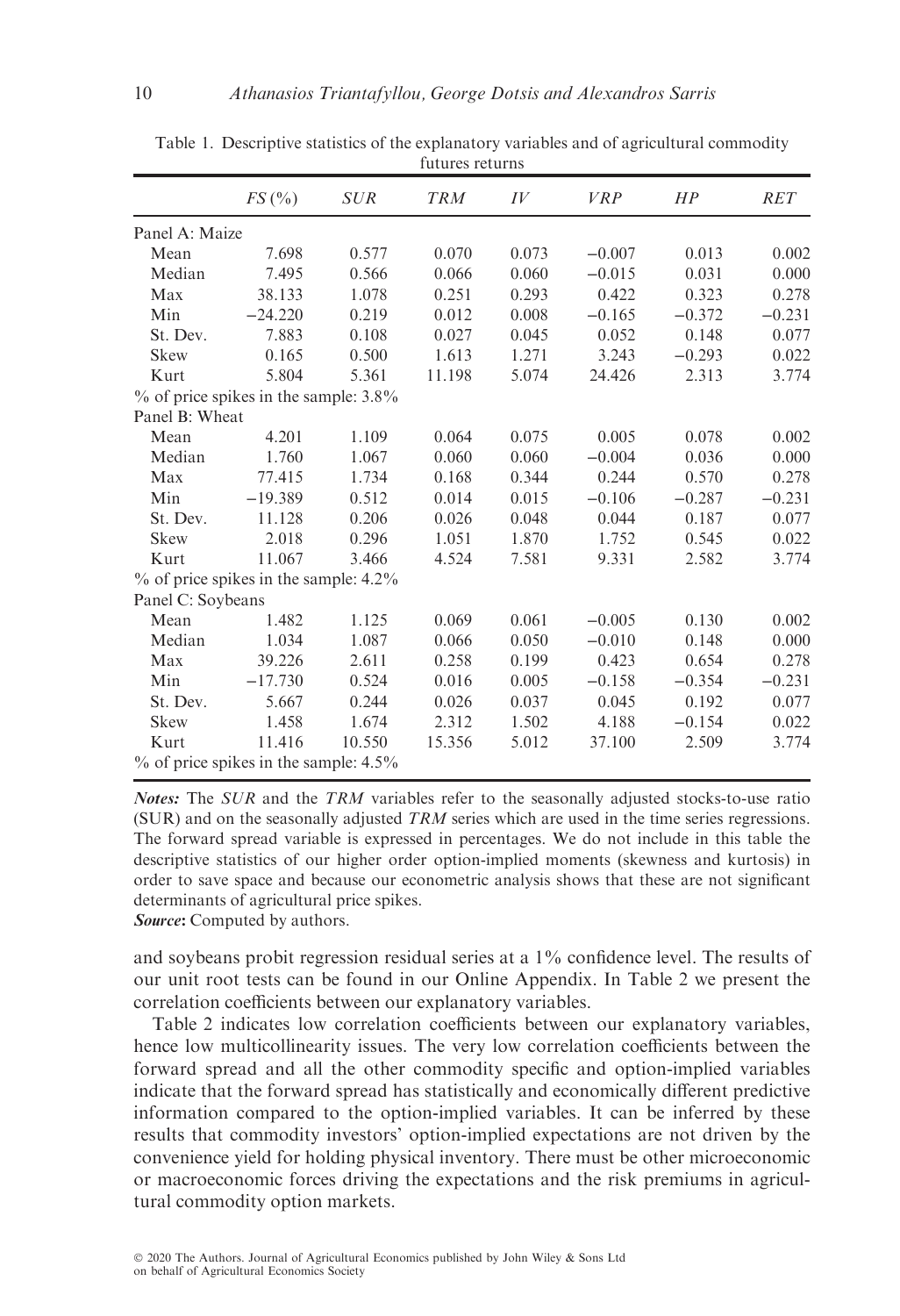Table 1. Descriptive statistics of the explanatory variables and of agricultural commodity futures returns

| | *FS* (%) | *SUR* | *TRM* | *IV* | *VRP* | *HP* | *RET* |
|---|---|---|---|---|---|---|---|
| Panel A: Maize | | | | | | | |
| Mean | 7.698 | 0.577 | 0.070 | 0.073 | −0.007 | 0.013 | 0.002 |
| Median | 7.495 | 0.566 | 0.066 | 0.060 | −0.015 | 0.031 | 0.000 |
| Max | 38.133 | 1.078 | 0.251 | 0.293 | 0.422 | 0.323 | 0.278 |
| Min | −24.220 | 0.219 | 0.012 | 0.008 | −0.165 | −0.372 | −0.231 |
| St. Dev. | 7.883 | 0.108 | 0.027 | 0.045 | 0.052 | 0.148 | 0.077 |
| Skew | 0.165 | 0.500 | 1.613 | 1.271 | 3.243 | −0.293 | 0.022 |
| Kurt | 5.804 | 5.361 | 11.198 | 5.074 | 24.426 | 2.313 | 3.774 |
| % of price spikes in the sample: 3.8% | | | | | | | |
| Panel B: Wheat | | | | | | | |
| Mean | 4.201 | 1.109 | 0.064 | 0.075 | 0.005 | 0.078 | 0.002 |
| Median | 1.760 | 1.067 | 0.060 | 0.060 | −0.004 | 0.036 | 0.000 |
| Max | 77.415 | 1.734 | 0.168 | 0.344 | 0.244 | 0.570 | 0.278 |
| Min | −19.389 | 0.512 | 0.014 | 0.015 | −0.106 | −0.287 | −0.231 |
| St. Dev. | 11.128 | 0.206 | 0.026 | 0.048 | 0.044 | 0.187 | 0.077 |
| Skew | 2.018 | 0.296 | 1.051 | 1.870 | 1.752 | 0.545 | 0.022 |
| Kurt | 11.067 | 3.466 | 4.524 | 7.581 | 9.331 | 2.582 | 3.774 |
| % of price spikes in the sample: 4.2% | | | | | | | |
| Panel C: Soybeans | | | | | | | |
| Mean | 1.482 | 1.125 | 0.069 | 0.061 | −0.005 | 0.130 | 0.002 |
| Median | 1.034 | 1.087 | 0.066 | 0.050 | −0.010 | 0.148 | 0.000 |
| Max | 39.226 | 2.611 | 0.258 | 0.199 | 0.423 | 0.654 | 0.278 |
| Min | −17.730 | 0.524 | 0.016 | 0.005 | −0.158 | −0.354 | −0.231 |
| St. Dev. | 5.667 | 0.244 | 0.026 | 0.037 | 0.045 | 0.192 | 0.077 |
| Skew | 1.458 | 1.674 | 2.312 | 1.502 | 4.188 | −0.154 | 0.022 |
| Kurt | 11.416 | 10.550 | 15.356 | 5.012 | 37.100 | 2.509 | 3.774 |
| % of price spikes in the sample: 4.5% | | | | | | | |

***Notes:*** The *SUR* and the *TRM* variables refer to the seasonally adjusted stocks-to-use ratio (SUR) and on the seasonally adjusted *TRM* series which are used in the time series regressions. The forward spread variable is expressed in percentages. We do not include in this table the descriptive statistics of our higher order option-implied moments (skewness and kurtosis) in order to save space and because our econometric analysis shows that these are not significant determinants of agricultural price spikes.
***Source*:** Computed by authors.

and soybeans probit regression residual series at a 1% confidence level. The results of our unit root tests can be found in our Online Appendix. In Table 2 we present the correlation coefficients between our explanatory variables.

Table 2 indicates low correlation coefficients between our explanatory variables, hence low multicollinearity issues. The very low correlation coefficients between the forward spread and all the other commodity specific and option-implied variables indicate that the forward spread has statistically and economically different predictive information compared to the option-implied variables. It can be inferred by these results that commodity investors' option-implied expectations are not driven by the convenience yield for holding physical inventory. There must be other microeconomic or macroeconomic forces driving the expectations and the risk premiums in agricultural commodity option markets.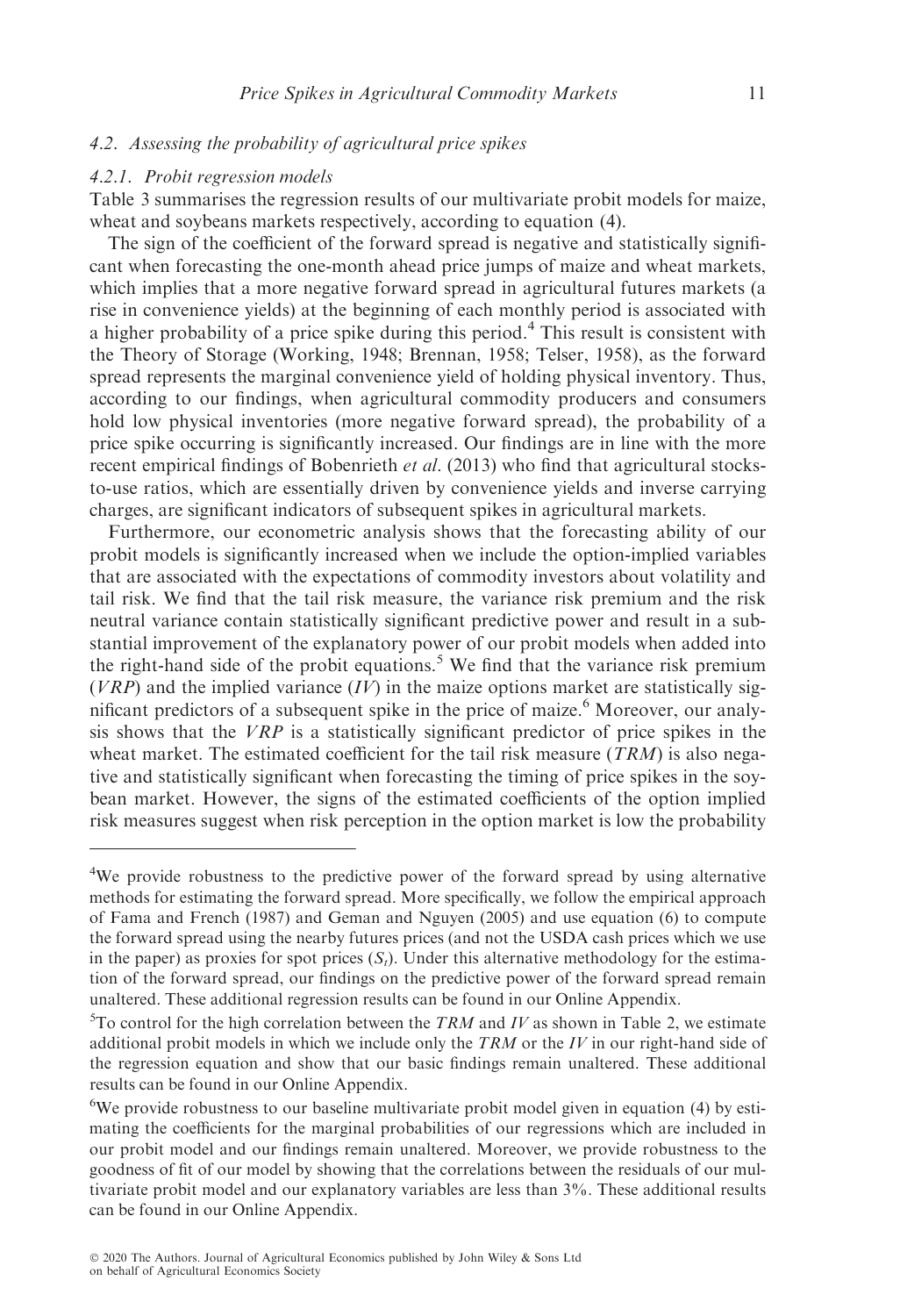### 4.2. Assessing the probability of agricultural price spikes

#### 4.2.1. Probit regression models

Table 3 summarises the regression results of our multivariate probit models for maize, wheat and soybeans markets respectively, according to equation (4).

The sign of the coefficient of the forward spread is negative and statistically significant when forecasting the one-month ahead price jumps of maize and wheat markets, which implies that a more negative forward spread in agricultural futures markets (a rise in convenience yields) at the beginning of each monthly period is associated with a higher probability of a price spike during this period.[4] This result is consistent with the Theory of Storage (Working, 1948; Brennan, 1958; Telser, 1958), as the forward spread represents the marginal convenience yield of holding physical inventory. Thus, according to our findings, when agricultural commodity producers and consumers hold low physical inventories (more negative forward spread), the probability of a price spike occurring is significantly increased. Our findings are in line with the more recent empirical findings of Bobenrieth *et al*. (2013) who find that agricultural stocks-to-use ratios, which are essentially driven by convenience yields and inverse carrying charges, are significant indicators of subsequent spikes in agricultural markets.

Furthermore, our econometric analysis shows that the forecasting ability of our probit models is significantly increased when we include the option-implied variables that are associated with the expectations of commodity investors about volatility and tail risk. We find that the tail risk measure, the variance risk premium and the risk neutral variance contain statistically significant predictive power and result in a substantial improvement of the explanatory power of our probit models when added into the right-hand side of the probit equations.[5] We find that the variance risk premium (*VRP*) and the implied variance (*IV*) in the maize options market are statistically significant predictors of a subsequent spike in the price of maize.[6] Moreover, our analysis shows that the *VRP* is a statistically significant predictor of price spikes in the wheat market. The estimated coefficient for the tail risk measure (*TRM*) is also negative and statistically significant when forecasting the timing of price spikes in the soybean market. However, the signs of the estimated coefficients of the option implied risk measures suggest when risk perception in the option market is low the probability

---

[4] We provide robustness to the predictive power of the forward spread by using alternative methods for estimating the forward spread. More specifically, we follow the empirical approach of Fama and French (1987) and Geman and Nguyen (2005) and use equation (6) to compute the forward spread using the nearby futures prices (and not the USDA cash prices which we use in the paper) as proxies for spot prices ($S_t$). Under this alternative methodology for the estimation of the forward spread, our findings on the predictive power of the forward spread remain unaltered. These additional regression results can be found in our Online Appendix.

[5] To control for the high correlation between the *TRM* and *IV* as shown in Table 2, we estimate additional probit models in which we include only the *TRM* or the *IV* in our right-hand side of the regression equation and show that our basic findings remain unaltered. These additional results can be found in our Online Appendix.

[6] We provide robustness to our baseline multivariate probit model given in equation (4) by estimating the coefficients for the marginal probabilities of our regressions which are included in our probit model and our findings remain unaltered. Moreover, we provide robustness to the goodness of fit of our model by showing that the correlations between the residuals of our multivariate probit model and our explanatory variables are less than 3%. These additional results can be found in our Online Appendix.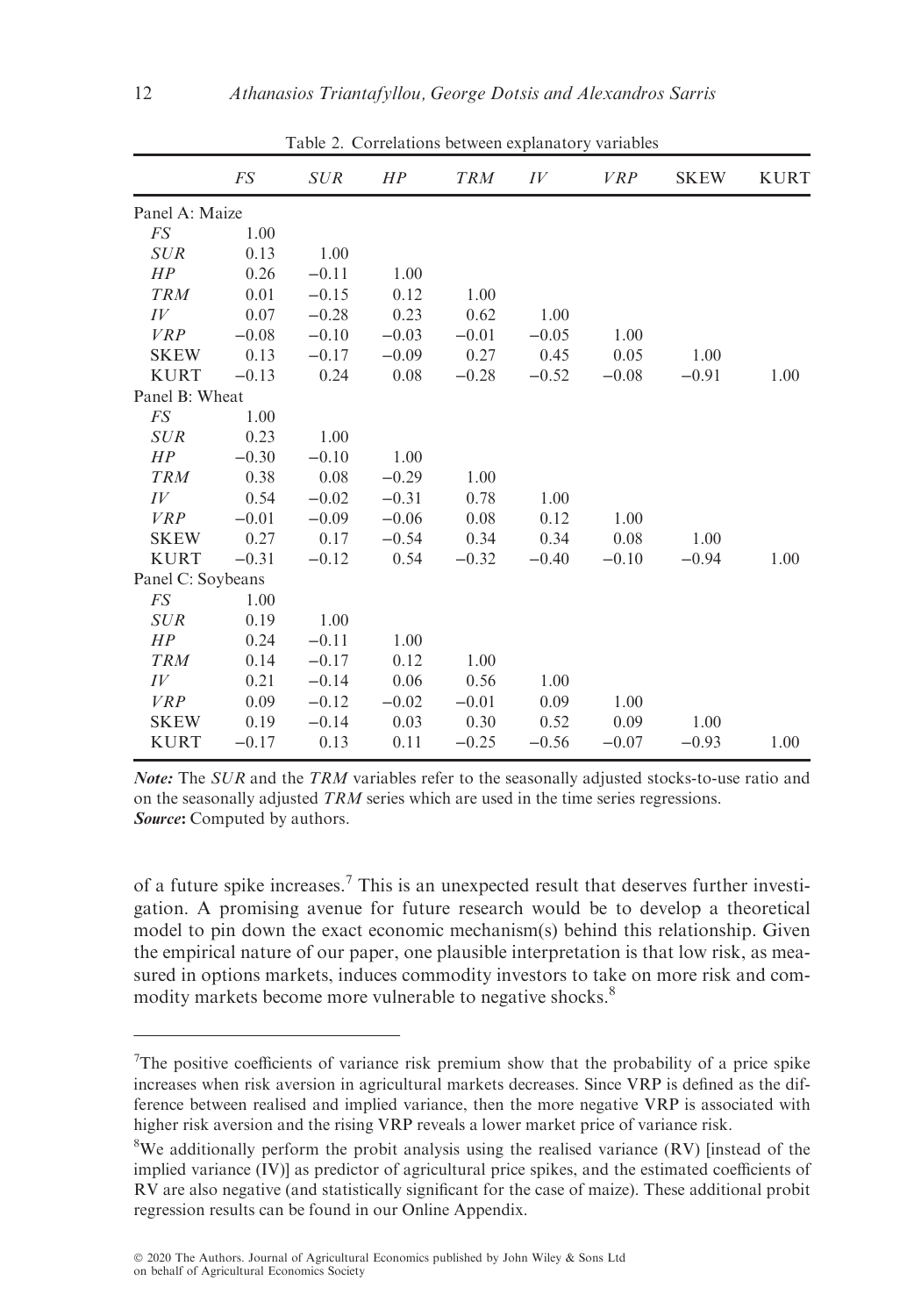Table 2. Correlations between explanatory variables

| | *FS* | *SUR* | *HP* | *TRM* | *IV* | *VRP* | SKEW | KURT |
|---|---|---|---|---|---|---|---|---|
| Panel A: Maize | | | | | | | | |
| *FS* | 1.00 | | | | | | | |
| *SUR* | 0.13 | 1.00 | | | | | | |
| *HP* | 0.26 | −0.11 | 1.00 | | | | | |
| *TRM* | 0.01 | −0.15 | 0.12 | 1.00 | | | | |
| *IV* | 0.07 | −0.28 | 0.23 | 0.62 | 1.00 | | | |
| *VRP* | −0.08 | −0.10 | −0.03 | −0.01 | −0.05 | 1.00 | | |
| SKEW | 0.13 | −0.17 | −0.09 | 0.27 | 0.45 | 0.05 | 1.00 | |
| KURT | −0.13 | 0.24 | 0.08 | −0.28 | −0.52 | −0.08 | −0.91 | 1.00 |
| Panel B: Wheat | | | | | | | | |
| *FS* | 1.00 | | | | | | | |
| *SUR* | 0.23 | 1.00 | | | | | | |
| *HP* | −0.30 | −0.10 | 1.00 | | | | | |
| *TRM* | 0.38 | 0.08 | −0.29 | 1.00 | | | | |
| *IV* | 0.54 | −0.02 | −0.31 | 0.78 | 1.00 | | | |
| *VRP* | −0.01 | −0.09 | −0.06 | 0.08 | 0.12 | 1.00 | | |
| SKEW | 0.27 | 0.17 | −0.54 | 0.34 | 0.34 | 0.08 | 1.00 | |
| KURT | −0.31 | −0.12 | 0.54 | −0.32 | −0.40 | −0.10 | −0.94 | 1.00 |
| Panel C: Soybeans | | | | | | | | |
| *FS* | 1.00 | | | | | | | |
| *SUR* | 0.19 | 1.00 | | | | | | |
| *HP* | 0.24 | −0.11 | 1.00 | | | | | |
| *TRM* | 0.14 | −0.17 | 0.12 | 1.00 | | | | |
| *IV* | 0.21 | −0.14 | 0.06 | 0.56 | 1.00 | | | |
| *VRP* | 0.09 | −0.12 | −0.02 | −0.01 | 0.09 | 1.00 | | |
| SKEW | 0.19 | −0.14 | 0.03 | 0.30 | 0.52 | 0.09 | 1.00 | |
| KURT | −0.17 | 0.13 | 0.11 | −0.25 | −0.56 | −0.07 | −0.93 | 1.00 |

***Note:*** The *SUR* and the *TRM* variables refer to the seasonally adjusted stocks-to-use ratio and on the seasonally adjusted *TRM* series which are used in the time series regressions.
***Source*:** Computed by authors.

of a future spike increases.[7] This is an unexpected result that deserves further investigation. A promising avenue for future research would be to develop a theoretical model to pin down the exact economic mechanism(s) behind this relationship. Given the empirical nature of our paper, one plausible interpretation is that low risk, as measured in options markets, induces commodity investors to take on more risk and commodity markets become more vulnerable to negative shocks.[8]

---

[7]The positive coefficients of variance risk premium show that the probability of a price spike increases when risk aversion in agricultural markets decreases. Since VRP is defined as the difference between realised and implied variance, then the more negative VRP is associated with higher risk aversion and the rising VRP reveals a lower market price of variance risk.

[8]We additionally perform the probit analysis using the realised variance (RV) [instead of the implied variance (IV)] as predictor of agricultural price spikes, and the estimated coefficients of RV are also negative (and statistically significant for the case of maize). These additional probit regression results can be found in our Online Appendix.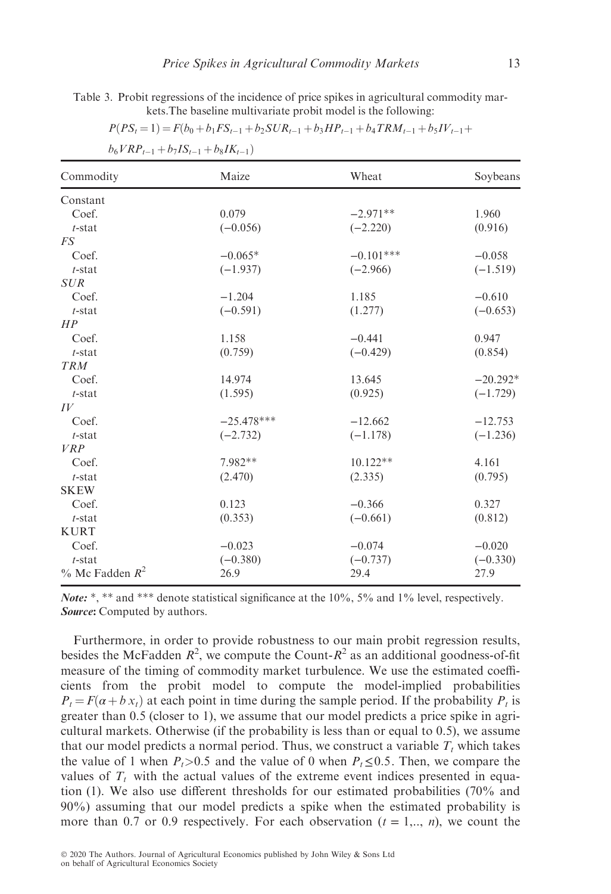Table 3. Probit regressions of the incidence of price spikes in agricultural commodity markets. The baseline multivariate probit model is the following:

$$P(PS_t = 1) = F(b_0 + b_1 FS_{t-1} + b_2 SUR_{t-1} + b_3 HP_{t-1} + b_4 TRM_{t-1} + b_5 IV_{t-1} + b_6 VRP_{t-1} + b_7 IS_{t-1} + b_8 IK_{t-1})$$

| Commodity | Maize | Wheat | Soybeans |
|---|---|---|---|
| Constant | | | |
| Coef. | 0.079 | −2.971** | 1.960 |
| *t*-stat | (−0.056) | (−2.220) | (0.916) |
| *FS* | | | |
| Coef. | −0.065* | −0.101*** | −0.058 |
| *t*-stat | (−1.937) | (−2.966) | (−1.519) |
| *SUR* | | | |
| Coef. | −1.204 | 1.185 | −0.610 |
| *t*-stat | (−0.591) | (1.277) | (−0.653) |
| *HP* | | | |
| Coef. | 1.158 | −0.441 | 0.947 |
| *t*-stat | (0.759) | (−0.429) | (0.854) |
| *TRM* | | | |
| Coef. | 14.974 | 13.645 | −20.292* |
| *t*-stat | (1.595) | (0.925) | (−1.729) |
| *IV* | | | |
| Coef. | −25.478*** | −12.662 | −12.753 |
| *t*-stat | (−2.732) | (−1.178) | (−1.236) |
| *VRP* | | | |
| Coef. | 7.982** | 10.122** | 4.161 |
| *t*-stat | (2.470) | (2.335) | (0.795) |
| SKEW | | | |
| Coef. | 0.123 | −0.366 | 0.327 |
| *t*-stat | (0.353) | (−0.661) | (0.812) |
| KURT | | | |
| Coef. | −0.023 | −0.074 | −0.020 |
| *t*-stat | (−0.380) | (−0.737) | (−0.330) |
| % Mc Fadden $R^2$ | 26.9 | 29.4 | 27.9 |

***Note:*** *, ** and *** denote statistical significance at the 10%, 5% and 1% level, respectively.
***Source*:** Computed by authors.

Furthermore, in order to provide robustness to our main probit regression results, besides the McFadden $R^2$, we compute the Count-$R^2$ as an additional goodness-of-fit measure of the timing of commodity market turbulence. We use the estimated coefficients from the probit model to compute the model-implied probabilities $P_t = F(\alpha + b\,x_t)$ at each point in time during the sample period. If the probability $P_t$ is greater than 0.5 (closer to 1), we assume that our model predicts a price spike in agricultural markets. Otherwise (if the probability is less than or equal to 0.5), we assume that our model predicts a normal period. Thus, we construct a variable $T_t$ which takes the value of 1 when $P_t > 0.5$ and the value of 0 when $P_t \leq 0.5$. Then, we compare the values of $T_t$ with the actual values of the extreme event indices presented in equation (1). We also use different thresholds for our estimated probabilities (70% and 90%) assuming that our model predicts a spike when the estimated probability is more than 0.7 or 0.9 respectively. For each observation ($t$ = 1,.., $n$), we count the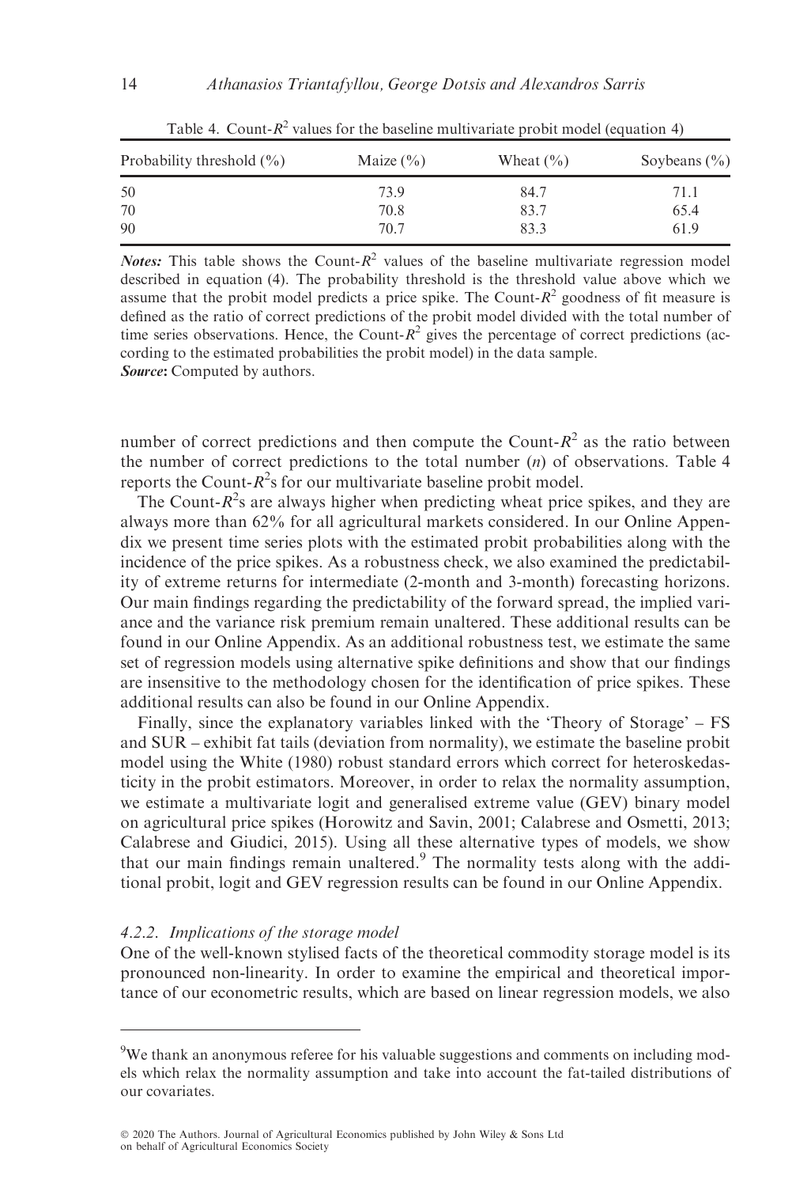Table 4. Count-$R^2$ values for the baseline multivariate probit model (equation 4)

| Probability threshold (%) | Maize (%) | Wheat (%) | Soybeans (%) |
|---|---|---|---|
| 50 | 73.9 | 84.7 | 71.1 |
| 70 | 70.8 | 83.7 | 65.4 |
| 90 | 70.7 | 83.3 | 61.9 |

***Notes:*** This table shows the Count-$R^2$ values of the baseline multivariate regression model described in equation (4). The probability threshold is the threshold value above which we assume that the probit model predicts a price spike. The Count-$R^2$ goodness of fit measure is defined as the ratio of correct predictions of the probit model divided with the total number of time series observations. Hence, the Count-$R^2$ gives the percentage of correct predictions (according to the estimated probabilities the probit model) in the data sample.
***Source*:** Computed by authors.

number of correct predictions and then compute the Count-$R^2$ as the ratio between the number of correct predictions to the total number ($n$) of observations. Table 4 reports the Count-$R^2$s for our multivariate baseline probit model.

The Count-$R^2$s are always higher when predicting wheat price spikes, and they are always more than 62% for all agricultural markets considered. In our Online Appendix we present time series plots with the estimated probit probabilities along with the incidence of the price spikes. As a robustness check, we also examined the predictability of extreme returns for intermediate (2-month and 3-month) forecasting horizons. Our main findings regarding the predictability of the forward spread, the implied variance and the variance risk premium remain unaltered. These additional results can be found in our Online Appendix. As an additional robustness test, we estimate the same set of regression models using alternative spike definitions and show that our findings are insensitive to the methodology chosen for the identification of price spikes. These additional results can also be found in our Online Appendix.

Finally, since the explanatory variables linked with the 'Theory of Storage' – FS and SUR – exhibit fat tails (deviation from normality), we estimate the baseline probit model using the White (1980) robust standard errors which correct for heteroskedasticity in the probit estimators. Moreover, in order to relax the normality assumption, we estimate a multivariate logit and generalised extreme value (GEV) binary model on agricultural price spikes (Horowitz and Savin, 2001; Calabrese and Osmetti, 2013; Calabrese and Giudici, 2015). Using all these alternative types of models, we show that our main findings remain unaltered.[9] The normality tests along with the additional probit, logit and GEV regression results can be found in our Online Appendix.

### 4.2.2. Implications of the storage model

One of the well-known stylised facts of the theoretical commodity storage model is its pronounced non-linearity. In order to examine the empirical and theoretical importance of our econometric results, which are based on linear regression models, we also

[9]We thank an anonymous referee for his valuable suggestions and comments on including models which relax the normality assumption and take into account the fat-tailed distributions of our covariates.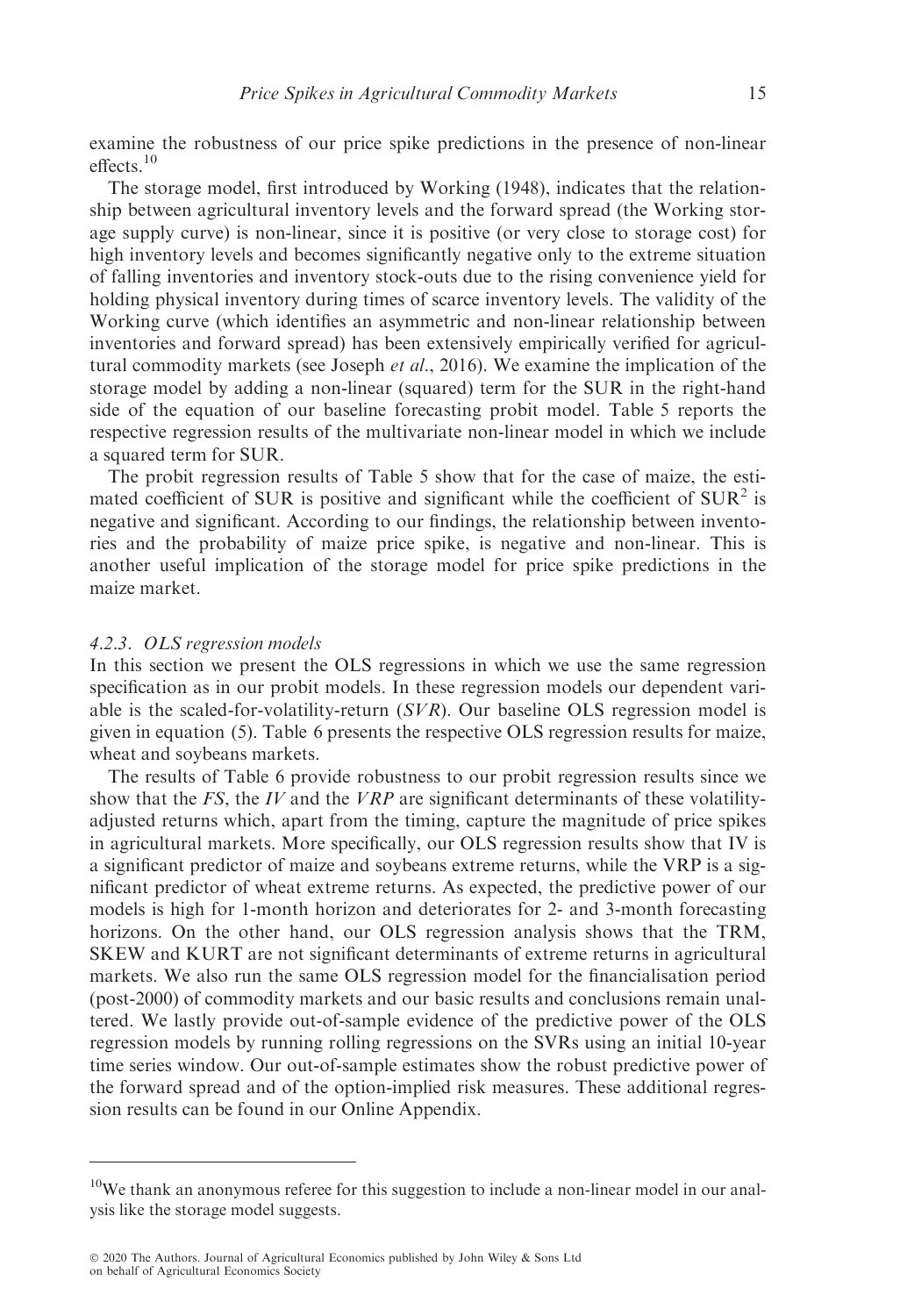examine the robustness of our price spike predictions in the presence of non-linear effects.[10]

The storage model, first introduced by Working (1948), indicates that the relationship between agricultural inventory levels and the forward spread (the Working storage supply curve) is non-linear, since it is positive (or very close to storage cost) for high inventory levels and becomes significantly negative only to the extreme situation of falling inventories and inventory stock-outs due to the rising convenience yield for holding physical inventory during times of scarce inventory levels. The validity of the Working curve (which identifies an asymmetric and non-linear relationship between inventories and forward spread) has been extensively empirically verified for agricultural commodity markets (see Joseph *et al*., 2016). We examine the implication of the storage model by adding a non-linear (squared) term for the SUR in the right-hand side of the equation of our baseline forecasting probit model. Table 5 reports the respective regression results of the multivariate non-linear model in which we include a squared term for SUR.

The probit regression results of Table 5 show that for the case of maize, the estimated coefficient of SUR is positive and significant while the coefficient of $SUR^2$ is negative and significant. According to our findings, the relationship between inventories and the probability of maize price spike, is negative and non-linear. This is another useful implication of the storage model for price spike predictions in the maize market.

#### 4.2.3. OLS regression models

In this section we present the OLS regressions in which we use the same regression specification as in our probit models. In these regression models our dependent variable is the scaled-for-volatility-return (*SVR*). Our baseline OLS regression model is given in equation (5). Table 6 presents the respective OLS regression results for maize, wheat and soybeans markets.

The results of Table 6 provide robustness to our probit regression results since we show that the *FS*, the *IV* and the *VRP* are significant determinants of these volatility-adjusted returns which, apart from the timing, capture the magnitude of price spikes in agricultural markets. More specifically, our OLS regression results show that IV is a significant predictor of maize and soybeans extreme returns, while the VRP is a significant predictor of wheat extreme returns. As expected, the predictive power of our models is high for 1-month horizon and deteriorates for 2- and 3-month forecasting horizons. On the other hand, our OLS regression analysis shows that the TRM, SKEW and KURT are not significant determinants of extreme returns in agricultural markets. We also run the same OLS regression model for the financialisation period (post-2000) of commodity markets and our basic results and conclusions remain unaltered. We lastly provide out-of-sample evidence of the predictive power of the OLS regression models by running rolling regressions on the SVRs using an initial 10-year time series window. Our out-of-sample estimates show the robust predictive power of the forward spread and of the option-implied risk measures. These additional regression results can be found in our Online Appendix.

---

[10]We thank an anonymous referee for this suggestion to include a non-linear model in our analysis like the storage model suggests.

© 2020 The Authors. Journal of Agricultural Economics published by John Wiley & Sons Ltd on behalf of Agricultural Economics Society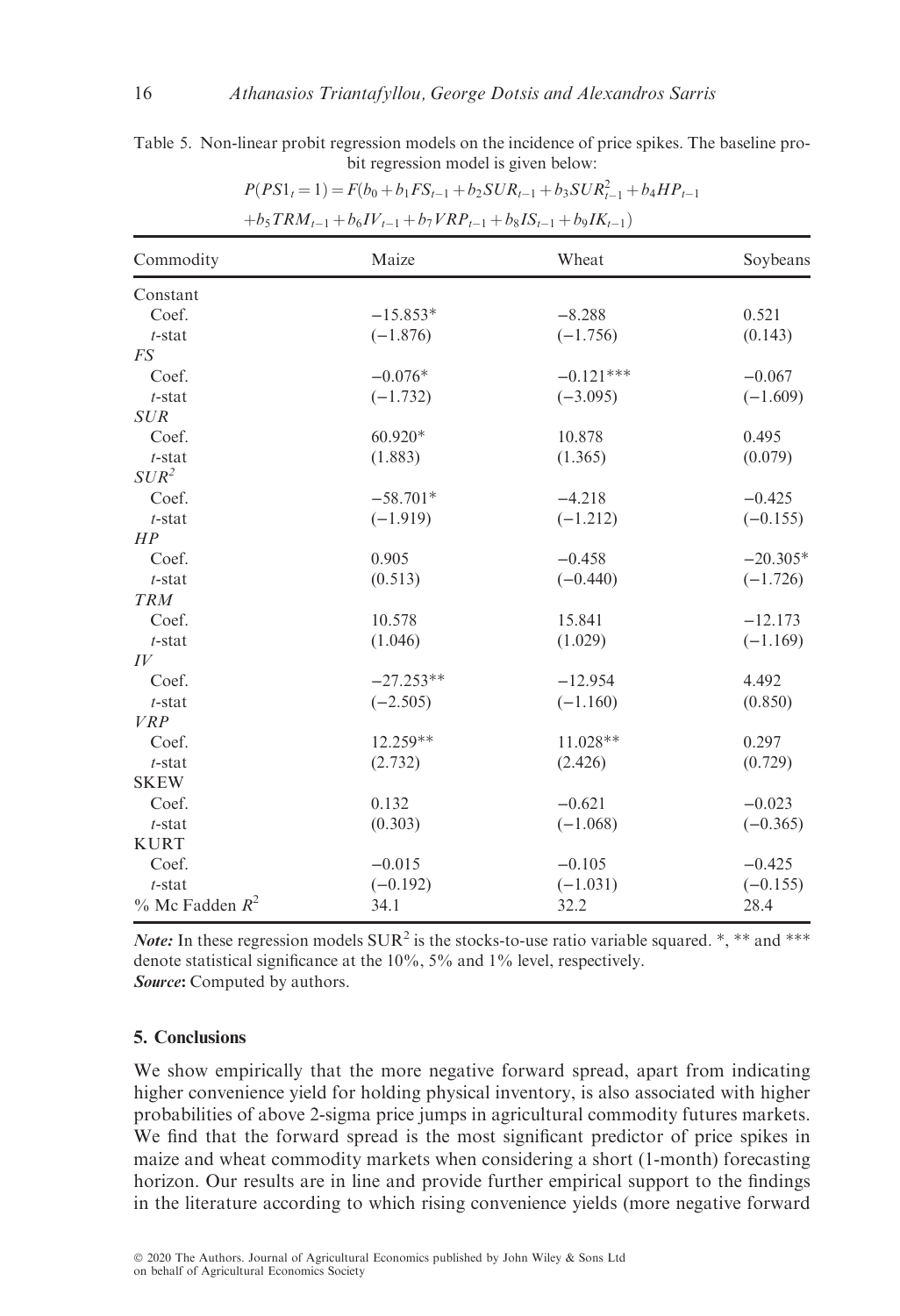Table 5. Non-linear probit regression models on the incidence of price spikes. The baseline probit regression model is given below:

$$P(PS1_t = 1) = F(b_0 + b_1 FS_{t-1} + b_2 SUR_{t-1} + b_3 SUR_{t-1}^2 + b_4 HP_{t-1} + b_5 TRM_{t-1} + b_6 IV_{t-1} + b_7 VRP_{t-1} + b_8 IS_{t-1} + b_9 IK_{t-1})$$

| Commodity | Maize | Wheat | Soybeans |
|---|---|---|---|
| Constant | | | |
| Coef. | −15.853* | −8.288 | 0.521 |
| *t*-stat | (−1.876) | (−1.756) | (0.143) |
| *FS* | | | |
| Coef. | −0.076* | −0.121*** | −0.067 |
| *t*-stat | (−1.732) | (−3.095) | (−1.609) |
| *SUR* | | | |
| Coef. | 60.920* | 10.878 | 0.495 |
| *t*-stat | (1.883) | (1.365) | (0.079) |
| $SUR^2$ | | | |
| Coef. | −58.701* | −4.218 | −0.425 |
| *t*-stat | (−1.919) | (−1.212) | (−0.155) |
| *HP* | | | |
| Coef. | 0.905 | −0.458 | −20.305* |
| *t*-stat | (0.513) | (−0.440) | (−1.726) |
| *TRM* | | | |
| Coef. | 10.578 | 15.841 | −12.173 |
| *t*-stat | (1.046) | (1.029) | (−1.169) |
| *IV* | | | |
| Coef. | −27.253** | −12.954 | 4.492 |
| *t*-stat | (−2.505) | (−1.160) | (0.850) |
| *VRP* | | | |
| Coef. | 12.259** | 11.028** | 0.297 |
| *t*-stat | (2.732) | (2.426) | (0.729) |
| SKEW | | | |
| Coef. | 0.132 | −0.621 | −0.023 |
| *t*-stat | (0.303) | (−1.068) | (−0.365) |
| KURT | | | |
| Coef. | −0.015 | −0.105 | −0.425 |
| *t*-stat | (−0.192) | (−1.031) | (−0.155) |
| % Mc Fadden $R^2$ | 34.1 | 32.2 | 28.4 |

***Note:*** In these regression models $SUR^2$ is the stocks-to-use ratio variable squared. *, ** and *** denote statistical significance at the 10%, 5% and 1% level, respectively.
***Source*:** Computed by authors.

## 5. Conclusions

We show empirically that the more negative forward spread, apart from indicating higher convenience yield for holding physical inventory, is also associated with higher probabilities of above 2-sigma price jumps in agricultural commodity futures markets. We find that the forward spread is the most significant predictor of price spikes in maize and wheat commodity markets when considering a short (1-month) forecasting horizon. Our results are in line and provide further empirical support to the findings in the literature according to which rising convenience yields (more negative forward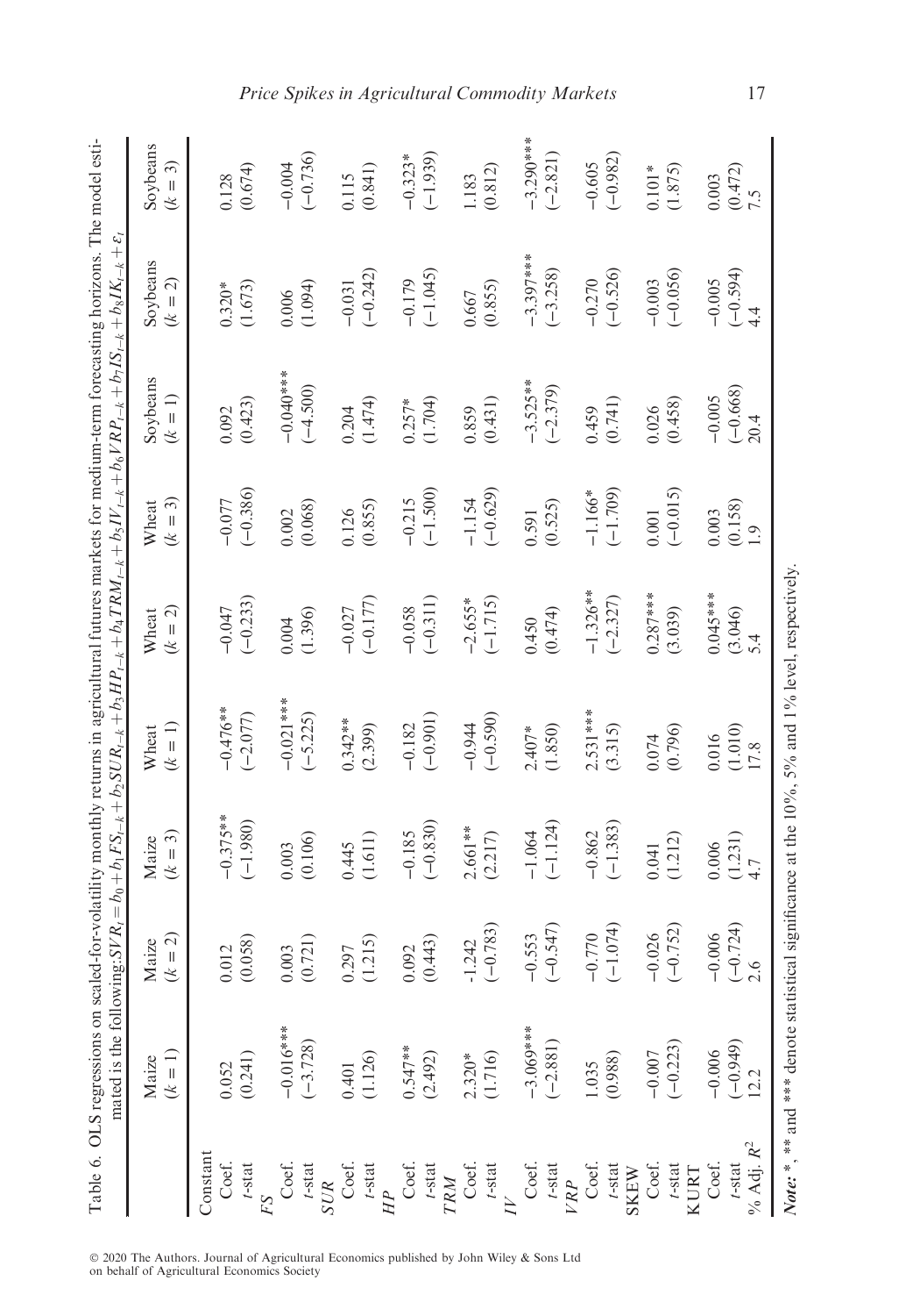Table 6. OLS regressions on scaled-for-volatility monthly returns in agricultural futures markets for medium-term forecasting horizons. The model estimated is the following: $SVR_t = b_0 + b_1 FS_{t-k} + b_2 SUR_{t-k} + b_3 HP_{t-k} + b_4 TRM_{t-k} + b_5 IV_{t-k} + b_6 VRP_{t-k} + b_7 IS_{t-k} + b_8 IK_{t-k} + \varepsilon_t$

| | Maize ($k = 1$) | Maize ($k = 2$) | Maize ($k = 3$) | Wheat ($k = 1$) | Wheat ($k = 2$) | Wheat ($k = 3$) | Soybeans ($k = 1$) | Soybeans ($k = 2$) | Soybeans ($k = 3$) |
|---|---|---|---|---|---|---|---|---|---|
| Constant | | | | | | | | | |
| Coef. | 0.052 | 0.012 | −0.375** | −0.476** | −0.047 | −0.077 | 0.092 | 0.320* | 0.128 |
| $t$-stat | (0.241) | (0.058) | (−1.980) | (−2.077) | (−0.233) | (−0.386) | (0.423) | (1.673) | (0.674) |
| $FS$ | | | | | | | | | |
| Coef. | −0.016*** | 0.003 | 0.003 | −0.021*** | 0.004 | 0.002 | −0.040*** | 0.006 | −0.004 |
| $t$-stat | (−3.728) | (0.721) | (0.106) | (−5.225) | (1.396) | (0.068) | (−4.500) | (1.094) | (−0.736) |
| $SUR$ | | | | | | | | | |
| Coef. | 0.401 | 0.297 | 0.445 | 0.342** | −0.027 | 0.126 | 0.204 | −0.031 | 0.115 |
| $t$-stat | (1.126) | (1.215) | (1.611) | (2.399) | (−0.177) | (0.855) | (1.474) | (−0.242) | (0.841) |
| $HP$ | | | | | | | | | |
| Coef. | 0.547** | 0.092 | −0.185 | −0.182 | −0.058 | −0.215 | 0.257* | −0.179 | −0.323* |
| $t$-stat | (2.492) | (0.443) | (−0.830) | (−0.901) | (−0.311) | (−1.500) | (1.704) | (−1.045) | (−1.939) |
| $TRM$ | | | | | | | | | |
| Coef. | 2.320* | -1.242 | 2.661** | −0.944 | −2.655* | −1.154 | 0.859 | 0.667 | 1.183 |
| $t$-stat | (1.716) | (−0.783) | (2.217) | (−0.590) | (−1.715) | (−0.629) | (0.431) | (0.855) | (0.812) |
| $IV$ | | | | | | | | | |
| Coef. | −3.069*** | −0.553 | −1.064 | 2.407* | 0.450 | 0.591 | −3.525** | −3.397*** | −3.290*** |
| $t$-stat | (−2.881) | (−0.547) | (−1.124) | (1.850) | (0.474) | (0.525) | (−2.379) | (−3.258) | (−2.821) |
| $VRP$ | | | | | | | | | |
| Coef. | 1.035 | −0.770 | −0.862 | 2.531*** | −1.326** | −1.166* | 0.459 | −0.270 | −0.605 |
| $t$-stat | (0.988) | (−1.074) | (−1.383) | (3.315) | (−2.327) | (−1.709) | (0.741) | (−0.526) | (−0.982) |
| SKEW | | | | | | | | | |
| Coef. | −0.007 | −0.026 | 0.041 | 0.074 | 0.287*** | 0.001 | 0.026 | −0.003 | 0.101* |
| $t$-stat | (−0.223) | (−0.752) | (1.212) | (0.796) | (3.039) | (−0.015) | (0.458) | (−0.056) | (1.875) |
| KURT | | | | | | | | | |
| Coef. | −0.006 | −0.006 | 0.006 | 0.016 | 0.045*** | 0.003 | −0.005 | −0.005 | 0.003 |
| $t$-stat | (−0.949) | (−0.724) | (1.231) | (1.010) | (3.046) | (0.158) | (−0.668) | (−0.594) | (0.472) |
| % Adj. $R^2$ | 12.2 | 2.6 | 4.7 | 17.8 | 5.4 | 1.9 | 20.4 | 4.4 | 7.5 |

***Note:*** *, ** and *** denote statistical significance at the 10%, 5% and 1% level, respectively.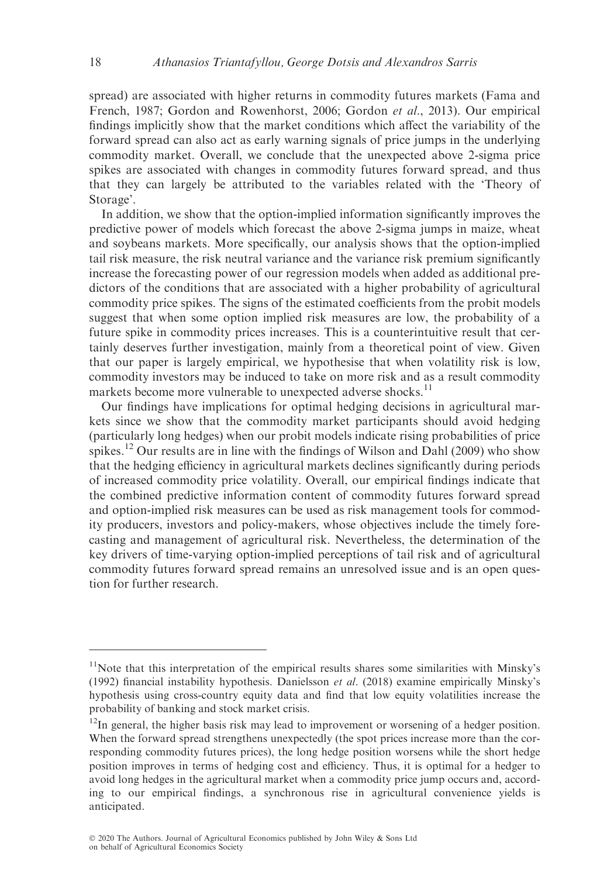spread) are associated with higher returns in commodity futures markets (Fama and French, 1987; Gordon and Rowenhorst, 2006; Gordon *et al*., 2013). Our empirical findings implicitly show that the market conditions which affect the variability of the forward spread can also act as early warning signals of price jumps in the underlying commodity market. Overall, we conclude that the unexpected above 2-sigma price spikes are associated with changes in commodity futures forward spread, and thus that they can largely be attributed to the variables related with the 'Theory of Storage'.

In addition, we show that the option-implied information significantly improves the predictive power of models which forecast the above 2-sigma jumps in maize, wheat and soybeans markets. More specifically, our analysis shows that the option-implied tail risk measure, the risk neutral variance and the variance risk premium significantly increase the forecasting power of our regression models when added as additional predictors of the conditions that are associated with a higher probability of agricultural commodity price spikes. The signs of the estimated coefficients from the probit models suggest that when some option implied risk measures are low, the probability of a future spike in commodity prices increases. This is a counterintuitive result that certainly deserves further investigation, mainly from a theoretical point of view. Given that our paper is largely empirical, we hypothesise that when volatility risk is low, commodity investors may be induced to take on more risk and as a result commodity markets become more vulnerable to unexpected adverse shocks.[11]

Our findings have implications for optimal hedging decisions in agricultural markets since we show that the commodity market participants should avoid hedging (particularly long hedges) when our probit models indicate rising probabilities of price spikes.[12] Our results are in line with the findings of Wilson and Dahl (2009) who show that the hedging efficiency in agricultural markets declines significantly during periods of increased commodity price volatility. Overall, our empirical findings indicate that the combined predictive information content of commodity futures forward spread and option-implied risk measures can be used as risk management tools for commodity producers, investors and policy-makers, whose objectives include the timely forecasting and management of agricultural risk. Nevertheless, the determination of the key drivers of time-varying option-implied perceptions of tail risk and of agricultural commodity futures forward spread remains an unresolved issue and is an open question for further research.

---

[11] Note that this interpretation of the empirical results shares some similarities with Minsky's (1992) financial instability hypothesis. Danielsson *et al*. (2018) examine empirically Minsky's hypothesis using cross-country equity data and find that low equity volatilities increase the probability of banking and stock market crisis.

[12] In general, the higher basis risk may lead to improvement or worsening of a hedger position. When the forward spread strengthens unexpectedly (the spot prices increase more than the corresponding commodity futures prices), the long hedge position worsens while the short hedge position improves in terms of hedging cost and efficiency. Thus, it is optimal for a hedger to avoid long hedges in the agricultural market when a commodity price jump occurs and, according to our empirical findings, a synchronous rise in agricultural convenience yields is anticipated.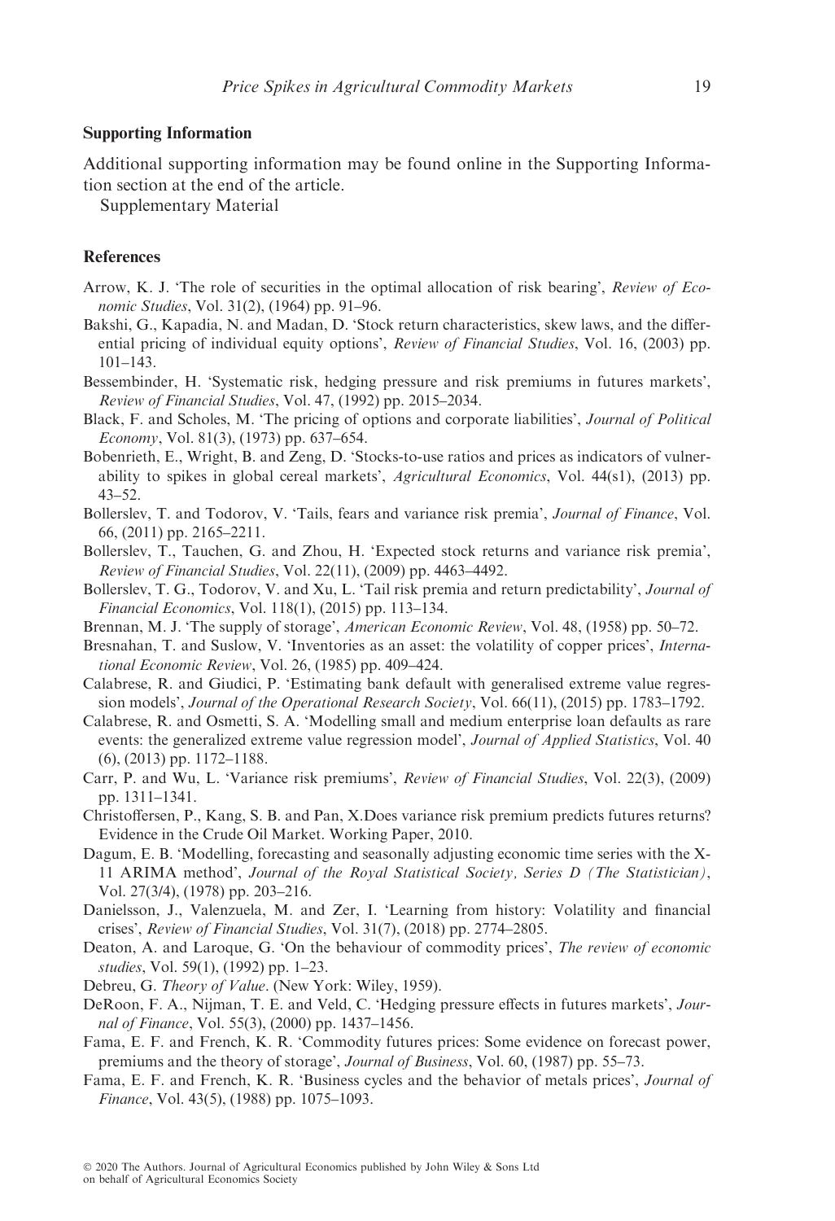### Supporting Information

Additional supporting information may be found online in the Supporting Information section at the end of the article.

Supplementary Material

### References

Arrow, K. J. 'The role of securities in the optimal allocation of risk bearing', *Review of Economic Studies*, Vol. 31(2), (1964) pp. 91–96.

Bakshi, G., Kapadia, N. and Madan, D. 'Stock return characteristics, skew laws, and the differential pricing of individual equity options', *Review of Financial Studies*, Vol. 16, (2003) pp. 101–143.

Bessembinder, H. 'Systematic risk, hedging pressure and risk premiums in futures markets', *Review of Financial Studies*, Vol. 47, (1992) pp. 2015–2034.

Black, F. and Scholes, M. 'The pricing of options and corporate liabilities', *Journal of Political Economy*, Vol. 81(3), (1973) pp. 637–654.

Bobenrieth, E., Wright, B. and Zeng, D. 'Stocks-to-use ratios and prices as indicators of vulnerability to spikes in global cereal markets', *Agricultural Economics*, Vol. 44(s1), (2013) pp. 43–52.

Bollerslev, T. and Todorov, V. 'Tails, fears and variance risk premia', *Journal of Finance*, Vol. 66, (2011) pp. 2165–2211.

Bollerslev, T., Tauchen, G. and Zhou, H. 'Expected stock returns and variance risk premia', *Review of Financial Studies*, Vol. 22(11), (2009) pp. 4463–4492.

Bollerslev, T. G., Todorov, V. and Xu, L. 'Tail risk premia and return predictability', *Journal of Financial Economics*, Vol. 118(1), (2015) pp. 113–134.

Brennan, M. J. 'The supply of storage', *American Economic Review*, Vol. 48, (1958) pp. 50–72.

Bresnahan, T. and Suslow, V. 'Inventories as an asset: the volatility of copper prices', *International Economic Review*, Vol. 26, (1985) pp. 409–424.

Calabrese, R. and Giudici, P. 'Estimating bank default with generalised extreme value regression models', *Journal of the Operational Research Society*, Vol. 66(11), (2015) pp. 1783–1792.

Calabrese, R. and Osmetti, S. A. 'Modelling small and medium enterprise loan defaults as rare events: the generalized extreme value regression model', *Journal of Applied Statistics*, Vol. 40 (6), (2013) pp. 1172–1188.

Carr, P. and Wu, L. 'Variance risk premiums', *Review of Financial Studies*, Vol. 22(3), (2009) pp. 1311–1341.

Christoffersen, P., Kang, S. B. and Pan, X.Does variance risk premium predicts futures returns? Evidence in the Crude Oil Market. Working Paper, 2010.

Dagum, E. B. 'Modelling, forecasting and seasonally adjusting economic time series with the X-11 ARIMA method', *Journal of the Royal Statistical Society, Series D (The Statistician)*, Vol. 27(3/4), (1978) pp. 203–216.

Danielsson, J., Valenzuela, M. and Zer, I. 'Learning from history: Volatility and financial crises', *Review of Financial Studies*, Vol. 31(7), (2018) pp. 2774–2805.

Deaton, A. and Laroque, G. 'On the behaviour of commodity prices', *The review of economic studies*, Vol. 59(1), (1992) pp. 1–23.

Debreu, G. *Theory of Value*. (New York: Wiley, 1959).

DeRoon, F. A., Nijman, T. E. and Veld, C. 'Hedging pressure effects in futures markets', *Journal of Finance*, Vol. 55(3), (2000) pp. 1437–1456.

Fama, E. F. and French, K. R. 'Commodity futures prices: Some evidence on forecast power, premiums and the theory of storage', *Journal of Business*, Vol. 60, (1987) pp. 55–73.

Fama, E. F. and French, K. R. 'Business cycles and the behavior of metals prices', *Journal of Finance*, Vol. 43(5), (1988) pp. 1075–1093.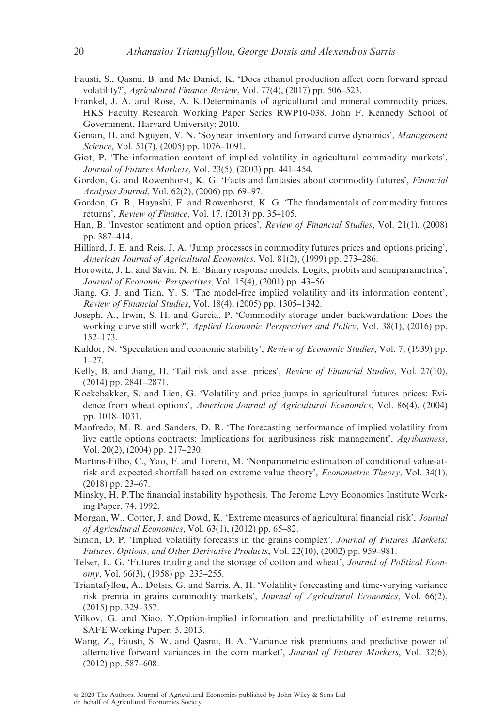Fausti, S., Qasmi, B. and Mc Daniel, K. 'Does ethanol production affect corn forward spread volatility?', *Agricultural Finance Review*, Vol. 77(4), (2017) pp. 506–523.

Frankel, J. A. and Rose, A. K.Determinants of agricultural and mineral commodity prices, HKS Faculty Research Working Paper Series RWP10-038, John F. Kennedy School of Government, Harvard University; 2010.

Geman, H. and Nguyen, V. N. 'Soybean inventory and forward curve dynamics', *Management Science*, Vol. 51(7), (2005) pp. 1076–1091.

Giot, P. 'The information content of implied volatility in agricultural commodity markets', *Journal of Futures Markets*, Vol. 23(5), (2003) pp. 441–454.

Gordon, G. and Rowenhorst, K. G. 'Facts and fantasies about commodity futures', *Financial Analysts Journal*, Vol. 62(2), (2006) pp. 69–97.

Gordon, G. B., Hayashi, F. and Rowenhorst, K. G. 'The fundamentals of commodity futures returns', *Review of Finance*, Vol. 17, (2013) pp. 35–105.

Han, B. 'Investor sentiment and option prices', *Review of Financial Studies*, Vol. 21(1), (2008) pp. 387–414.

Hilliard, J. E. and Reis, J. A. 'Jump processes in commodity futures prices and options pricing', *American Journal of Agricultural Economics*, Vol. 81(2), (1999) pp. 273–286.

Horowitz, J. L. and Savin, N. E. 'Binary response models: Logits, probits and semiparametrics', *Journal of Economic Perspectives*, Vol. 15(4), (2001) pp. 43–56.

Jiang, G. J. and Tian, Y. S. 'The model-free implied volatility and its information content', *Review of Financial Studies*, Vol. 18(4), (2005) pp. 1305–1342.

Joseph, A., Irwin, S. H. and Garcia, P. 'Commodity storage under backwardation: Does the working curve still work?', *Applied Economic Perspectives and Policy*, Vol. 38(1), (2016) pp. 152–173.

Kaldor, N. 'Speculation and economic stability', *Review of Economic Studies*, Vol. 7, (1939) pp. 1–27.

Kelly, B. and Jiang, H. 'Tail risk and asset prices', *Review of Financial Studies*, Vol. 27(10), (2014) pp. 2841–2871.

Koekebakker, S. and Lien, G. 'Volatility and price jumps in agricultural futures prices: Evidence from wheat options', *American Journal of Agricultural Economics*, Vol. 86(4), (2004) pp. 1018–1031.

Manfredo, M. R. and Sanders, D. R. 'The forecasting performance of implied volatility from live cattle options contracts: Implications for agribusiness risk management', *Agribusiness*, Vol. 20(2), (2004) pp. 217–230.

Martins-Filho, C., Yao, F. and Torero, M. 'Nonparametric estimation of conditional value-at-risk and expected shortfall based on extreme value theory', *Econometric Theory*, Vol. 34(1), (2018) pp. 23–67.

Minsky, H. P.The financial instability hypothesis. The Jerome Levy Economics Institute Working Paper, 74, 1992.

Morgan, W., Cotter, J. and Dowd, K. 'Extreme measures of agricultural financial risk', *Journal of Agricultural Economics*, Vol. 63(1), (2012) pp. 65–82.

Simon, D. P. 'Implied volatility forecasts in the grains complex', *Journal of Futures Markets: Futures, Options, and Other Derivative Products*, Vol. 22(10), (2002) pp. 959–981.

Telser, L. G. 'Futures trading and the storage of cotton and wheat', *Journal of Political Economy*, Vol. 66(3), (1958) pp. 233–255.

Triantafyllou, A., Dotsis, G. and Sarris, A. H. 'Volatility forecasting and time-varying variance risk premia in grains commodity markets', *Journal of Agricultural Economics*, Vol. 66(2), (2015) pp. 329–357.

Vilkov, G. and Xiao, Y.Option-implied information and predictability of extreme returns, SAFE Working Paper, 5. 2013.

Wang, Z., Fausti, S. W. and Qasmi, B. A. 'Variance risk premiums and predictive power of alternative forward variances in the corn market', *Journal of Futures Markets*, Vol. 32(6), (2012) pp. 587–608.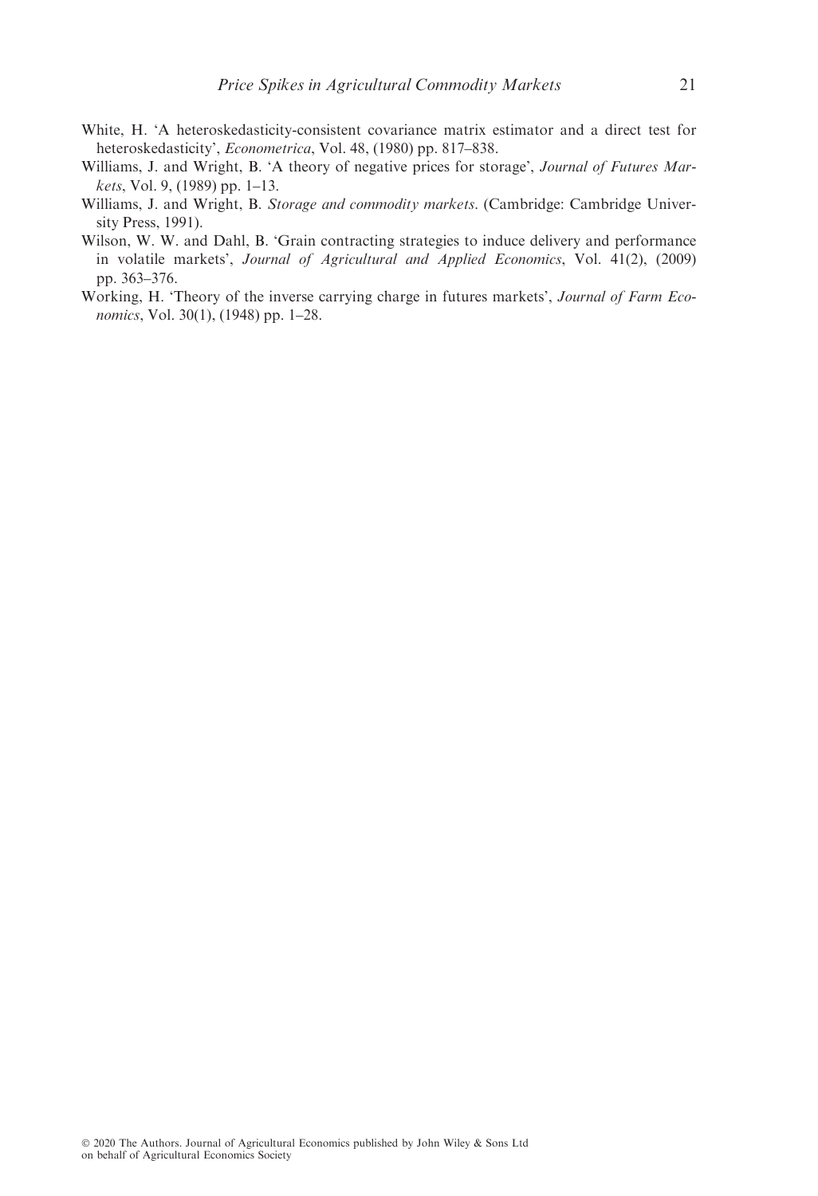White, H. 'A heteroskedasticity-consistent covariance matrix estimator and a direct test for heteroskedasticity', *Econometrica*, Vol. 48, (1980) pp. 817–838.

Williams, J. and Wright, B. 'A theory of negative prices for storage', *Journal of Futures Markets*, Vol. 9, (1989) pp. 1–13.

Williams, J. and Wright, B. *Storage and commodity markets*. (Cambridge: Cambridge University Press, 1991).

Wilson, W. W. and Dahl, B. 'Grain contracting strategies to induce delivery and performance in volatile markets', *Journal of Agricultural and Applied Economics*, Vol. 41(2), (2009) pp. 363–376.

Working, H. 'Theory of the inverse carrying charge in futures markets', *Journal of Farm Economics*, Vol. 30(1), (1948) pp. 1–28.

© 2020 The Authors. Journal of Agricultural Economics published by John Wiley & Sons Ltd on behalf of Agricultural Economics Society